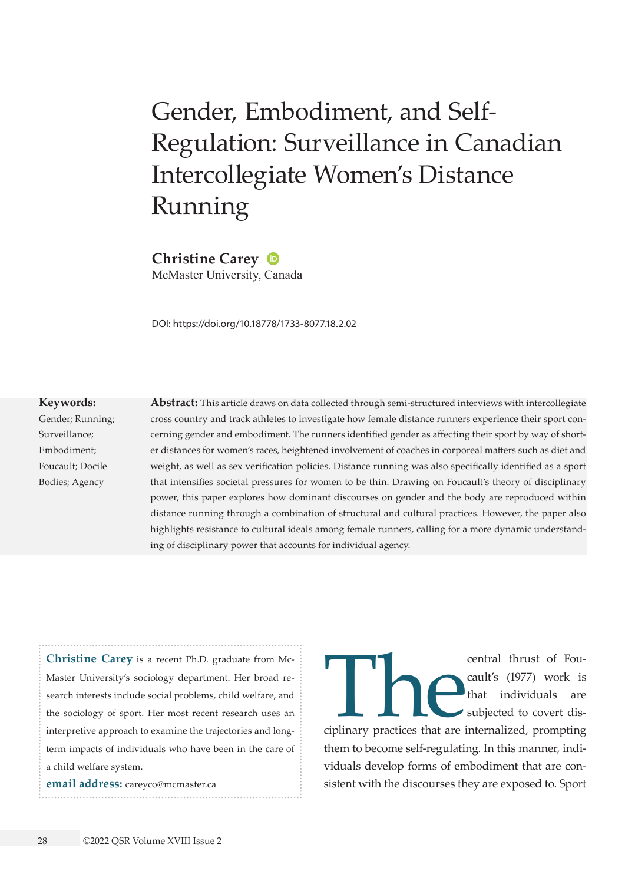# Gender, Embodiment, and Self-Regulation: Surveillance in Canadian Intercollegiate Women's Distance Running

**Christine Carey**
McMaster University, Canada

DOI: https://doi.org/10.18778/1733-8077.18.2.02

**Keywords:**
Gender; Running; Surveillance; Embodiment; Foucault; Docile Bodies; Agency

**Abstract:** This article draws on data collected through semi-structured interviews with intercollegiate cross country and track athletes to investigate how female distance runners experience their sport concerning gender and embodiment. The runners identified gender as affecting their sport by way of shorter distances for women's races, heightened involvement of coaches in corporeal matters such as diet and weight, as well as sex verification policies. Distance running was also specifically identified as a sport that intensifies societal pressures for women to be thin. Drawing on Foucault's theory of disciplinary power, this paper explores how dominant discourses on gender and the body are reproduced within distance running through a combination of structural and cultural practices. However, the paper also highlights resistance to cultural ideals among female runners, calling for a more dynamic understanding of disciplinary power that accounts for individual agency.

**Christine Carey** is a recent Ph.D. graduate from McMaster University's sociology department. Her broad research interests include social problems, child welfare, and the sociology of sport. Her most recent research uses an interpretive approach to examine the trajectories and long-term impacts of individuals who have been in the care of a child welfare system.

**email address:** careyco@mcmaster.ca

The central thrust of Foucault's (1977) work is that individuals are subjected to covert disciplinary practices that are internalized, prompting them to become self-regulating. In this manner, individuals develop forms of embodiment that are consistent with the discourses they are exposed to. Sport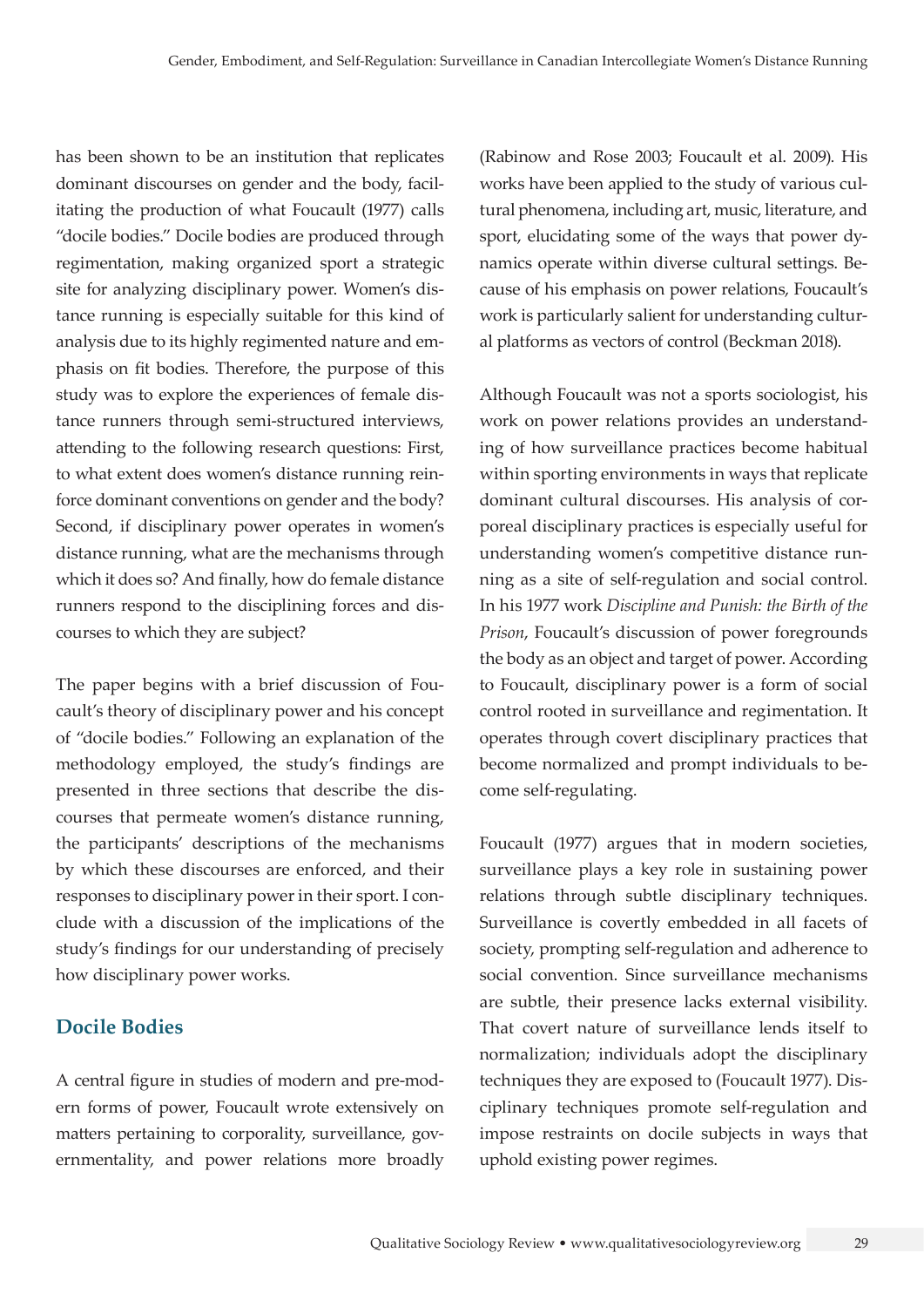has been shown to be an institution that replicates dominant discourses on gender and the body, facilitating the production of what Foucault (1977) calls "docile bodies." Docile bodies are produced through regimentation, making organized sport a strategic site for analyzing disciplinary power. Women's distance running is especially suitable for this kind of analysis due to its highly regimented nature and emphasis on fit bodies. Therefore, the purpose of this study was to explore the experiences of female distance runners through semi-structured interviews, attending to the following research questions: First, to what extent does women's distance running reinforce dominant conventions on gender and the body? Second, if disciplinary power operates in women's distance running, what are the mechanisms through which it does so? And finally, how do female distance runners respond to the disciplining forces and discourses to which they are subject?

The paper begins with a brief discussion of Foucault's theory of disciplinary power and his concept of "docile bodies." Following an explanation of the methodology employed, the study's findings are presented in three sections that describe the discourses that permeate women's distance running, the participants' descriptions of the mechanisms by which these discourses are enforced, and their responses to disciplinary power in their sport. I conclude with a discussion of the implications of the study's findings for our understanding of precisely how disciplinary power works.

## Docile Bodies

A central figure in studies of modern and pre-modern forms of power, Foucault wrote extensively on matters pertaining to corporality, surveillance, governmentality, and power relations more broadly (Rabinow and Rose 2003; Foucault et al. 2009). His works have been applied to the study of various cultural phenomena, including art, music, literature, and sport, elucidating some of the ways that power dynamics operate within diverse cultural settings. Because of his emphasis on power relations, Foucault's work is particularly salient for understanding cultural platforms as vectors of control (Beckman 2018).

Although Foucault was not a sports sociologist, his work on power relations provides an understanding of how surveillance practices become habitual within sporting environments in ways that replicate dominant cultural discourses. His analysis of corporeal disciplinary practices is especially useful for understanding women's competitive distance running as a site of self-regulation and social control. In his 1977 work *Discipline and Punish: the Birth of the Prison*, Foucault's discussion of power foregrounds the body as an object and target of power. According to Foucault, disciplinary power is a form of social control rooted in surveillance and regimentation. It operates through covert disciplinary practices that become normalized and prompt individuals to become self-regulating.

Foucault (1977) argues that in modern societies, surveillance plays a key role in sustaining power relations through subtle disciplinary techniques. Surveillance is covertly embedded in all facets of society, prompting self-regulation and adherence to social convention. Since surveillance mechanisms are subtle, their presence lacks external visibility. That covert nature of surveillance lends itself to normalization; individuals adopt the disciplinary techniques they are exposed to (Foucault 1977). Disciplinary techniques promote self-regulation and impose restraints on docile subjects in ways that uphold existing power regimes.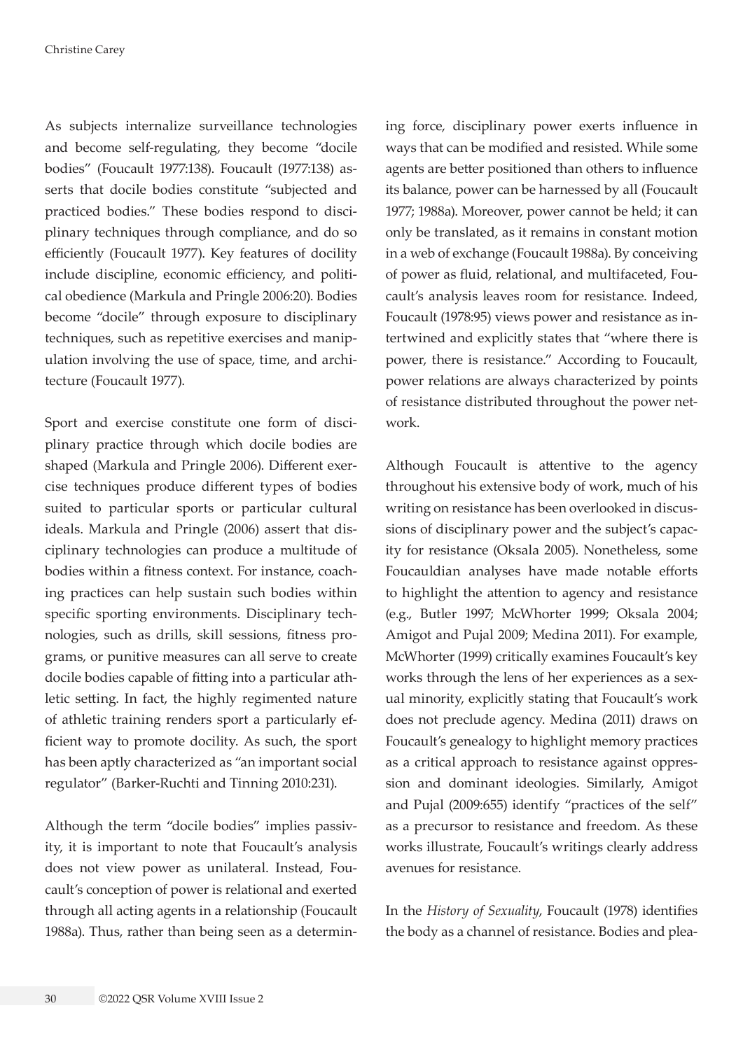As subjects internalize surveillance technologies and become self-regulating, they become "docile bodies" (Foucault 1977:138). Foucault (1977:138) asserts that docile bodies constitute "subjected and practiced bodies." These bodies respond to disciplinary techniques through compliance, and do so efficiently (Foucault 1977). Key features of docility include discipline, economic efficiency, and political obedience (Markula and Pringle 2006:20). Bodies become "docile" through exposure to disciplinary techniques, such as repetitive exercises and manipulation involving the use of space, time, and architecture (Foucault 1977).

Sport and exercise constitute one form of disciplinary practice through which docile bodies are shaped (Markula and Pringle 2006). Different exercise techniques produce different types of bodies suited to particular sports or particular cultural ideals. Markula and Pringle (2006) assert that disciplinary technologies can produce a multitude of bodies within a fitness context. For instance, coaching practices can help sustain such bodies within specific sporting environments. Disciplinary technologies, such as drills, skill sessions, fitness programs, or punitive measures can all serve to create docile bodies capable of fitting into a particular athletic setting. In fact, the highly regimented nature of athletic training renders sport a particularly efficient way to promote docility. As such, the sport has been aptly characterized as "an important social regulator" (Barker-Ruchti and Tinning 2010:231).

Although the term "docile bodies" implies passivity, it is important to note that Foucault's analysis does not view power as unilateral. Instead, Foucault's conception of power is relational and exerted through all acting agents in a relationship (Foucault 1988a). Thus, rather than being seen as a determining force, disciplinary power exerts influence in ways that can be modified and resisted. While some agents are better positioned than others to influence its balance, power can be harnessed by all (Foucault 1977; 1988a). Moreover, power cannot be held; it can only be translated, as it remains in constant motion in a web of exchange (Foucault 1988a). By conceiving of power as fluid, relational, and multifaceted, Foucault's analysis leaves room for resistance. Indeed, Foucault (1978:95) views power and resistance as intertwined and explicitly states that "where there is power, there is resistance." According to Foucault, power relations are always characterized by points of resistance distributed throughout the power network.

Although Foucault is attentive to the agency throughout his extensive body of work, much of his writing on resistance has been overlooked in discussions of disciplinary power and the subject's capacity for resistance (Oksala 2005). Nonetheless, some Foucauldian analyses have made notable efforts to highlight the attention to agency and resistance (e.g., Butler 1997; McWhorter 1999; Oksala 2004; Amigot and Pujal 2009; Medina 2011). For example, McWhorter (1999) critically examines Foucault's key works through the lens of her experiences as a sexual minority, explicitly stating that Foucault's work does not preclude agency. Medina (2011) draws on Foucault's genealogy to highlight memory practices as a critical approach to resistance against oppression and dominant ideologies. Similarly, Amigot and Pujal (2009:655) identify "practices of the self" as a precursor to resistance and freedom. As these works illustrate, Foucault's writings clearly address avenues for resistance.

In the *History of Sexuality*, Foucault (1978) identifies the body as a channel of resistance. Bodies and plea-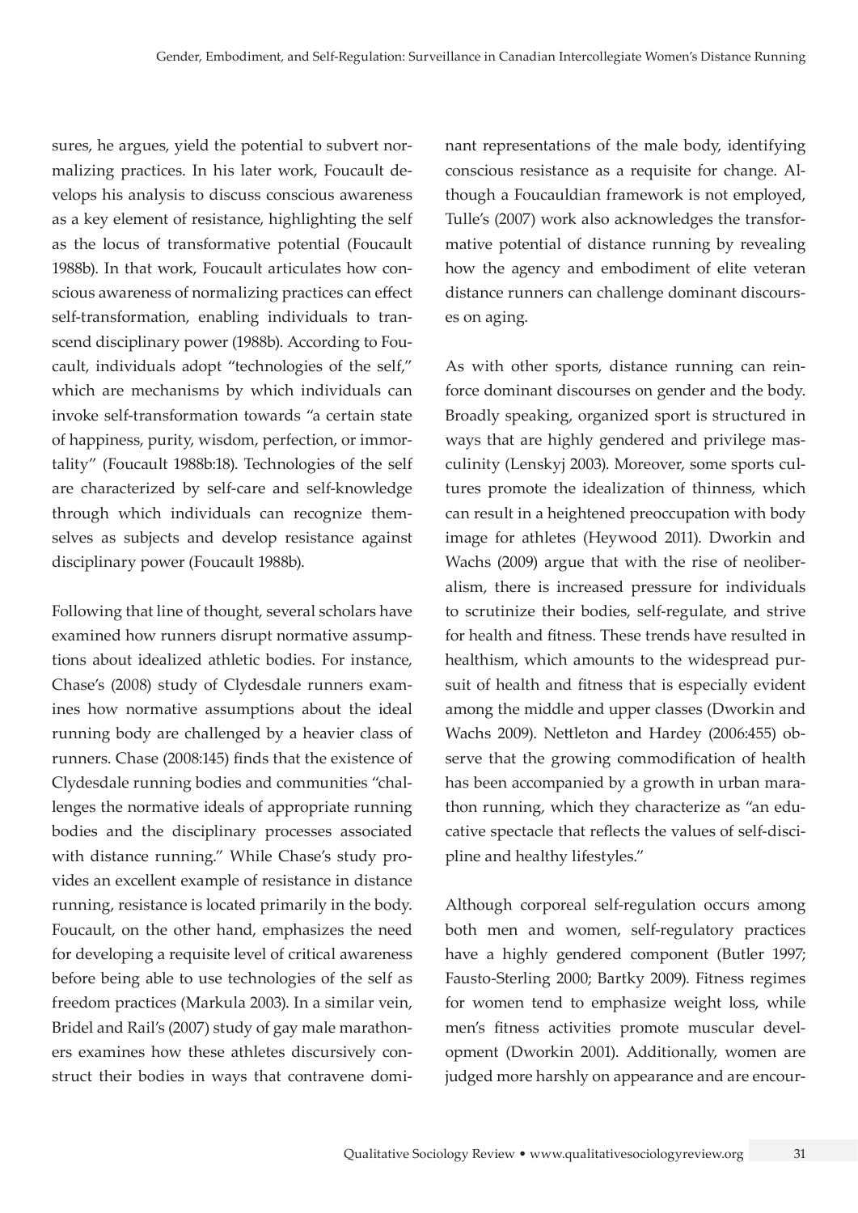sures, he argues, yield the potential to subvert normalizing practices. In his later work, Foucault develops his analysis to discuss conscious awareness as a key element of resistance, highlighting the self as the locus of transformative potential (Foucault 1988b). In that work, Foucault articulates how conscious awareness of normalizing practices can effect self-transformation, enabling individuals to transcend disciplinary power (1988b). According to Foucault, individuals adopt "technologies of the self," which are mechanisms by which individuals can invoke self-transformation towards "a certain state of happiness, purity, wisdom, perfection, or immortality" (Foucault 1988b:18). Technologies of the self are characterized by self-care and self-knowledge through which individuals can recognize themselves as subjects and develop resistance against disciplinary power (Foucault 1988b).

Following that line of thought, several scholars have examined how runners disrupt normative assumptions about idealized athletic bodies. For instance, Chase's (2008) study of Clydesdale runners examines how normative assumptions about the ideal running body are challenged by a heavier class of runners. Chase (2008:145) finds that the existence of Clydesdale running bodies and communities "challenges the normative ideals of appropriate running bodies and the disciplinary processes associated with distance running." While Chase's study provides an excellent example of resistance in distance running, resistance is located primarily in the body. Foucault, on the other hand, emphasizes the need for developing a requisite level of critical awareness before being able to use technologies of the self as freedom practices (Markula 2003). In a similar vein, Bridel and Rail's (2007) study of gay male marathoners examines how these athletes discursively construct their bodies in ways that contravene dominant representations of the male body, identifying conscious resistance as a requisite for change. Although a Foucauldian framework is not employed, Tulle's (2007) work also acknowledges the transformative potential of distance running by revealing how the agency and embodiment of elite veteran distance runners can challenge dominant discourses on aging.

As with other sports, distance running can reinforce dominant discourses on gender and the body. Broadly speaking, organized sport is structured in ways that are highly gendered and privilege masculinity (Lenskyj 2003). Moreover, some sports cultures promote the idealization of thinness, which can result in a heightened preoccupation with body image for athletes (Heywood 2011). Dworkin and Wachs (2009) argue that with the rise of neoliberalism, there is increased pressure for individuals to scrutinize their bodies, self-regulate, and strive for health and fitness. These trends have resulted in healthism, which amounts to the widespread pursuit of health and fitness that is especially evident among the middle and upper classes (Dworkin and Wachs 2009). Nettleton and Hardey (2006:455) observe that the growing commodification of health has been accompanied by a growth in urban marathon running, which they characterize as "an educative spectacle that reflects the values of self-discipline and healthy lifestyles."

Although corporeal self-regulation occurs among both men and women, self-regulatory practices have a highly gendered component (Butler 1997; Fausto-Sterling 2000; Bartky 2009). Fitness regimes for women tend to emphasize weight loss, while men's fitness activities promote muscular development (Dworkin 2001). Additionally, women are judged more harshly on appearance and are encour-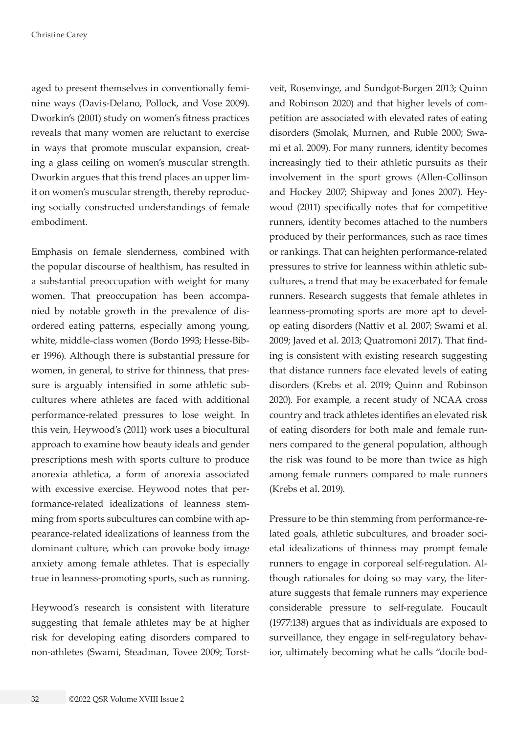aged to present themselves in conventionally feminine ways (Davis-Delano, Pollock, and Vose 2009). Dworkin's (2001) study on women's fitness practices reveals that many women are reluctant to exercise in ways that promote muscular expansion, creating a glass ceiling on women's muscular strength. Dworkin argues that this trend places an upper limit on women's muscular strength, thereby reproducing socially constructed understandings of female embodiment.

Emphasis on female slenderness, combined with the popular discourse of healthism, has resulted in a substantial preoccupation with weight for many women. That preoccupation has been accompanied by notable growth in the prevalence of disordered eating patterns, especially among young, white, middle-class women (Bordo 1993; Hesse-Biber 1996). Although there is substantial pressure for women, in general, to strive for thinness, that pressure is arguably intensified in some athletic subcultures where athletes are faced with additional performance-related pressures to lose weight. In this vein, Heywood's (2011) work uses a biocultural approach to examine how beauty ideals and gender prescriptions mesh with sports culture to produce anorexia athletica, a form of anorexia associated with excessive exercise. Heywood notes that performance-related idealizations of leanness stemming from sports subcultures can combine with appearance-related idealizations of leanness from the dominant culture, which can provoke body image anxiety among female athletes. That is especially true in leanness-promoting sports, such as running.

Heywood's research is consistent with literature suggesting that female athletes may be at higher risk for developing eating disorders compared to non-athletes (Swami, Steadman, Tovee 2009; Torstveit, Rosenvinge, and Sundgot-Borgen 2013; Quinn and Robinson 2020) and that higher levels of competition are associated with elevated rates of eating disorders (Smolak, Murnen, and Ruble 2000; Swami et al. 2009). For many runners, identity becomes increasingly tied to their athletic pursuits as their involvement in the sport grows (Allen-Collinson and Hockey 2007; Shipway and Jones 2007). Heywood (2011) specifically notes that for competitive runners, identity becomes attached to the numbers produced by their performances, such as race times or rankings. That can heighten performance-related pressures to strive for leanness within athletic subcultures, a trend that may be exacerbated for female runners. Research suggests that female athletes in leanness-promoting sports are more apt to develop eating disorders (Nattiv et al. 2007; Swami et al. 2009; Javed et al. 2013; Quatromoni 2017). That finding is consistent with existing research suggesting that distance runners face elevated levels of eating disorders (Krebs et al. 2019; Quinn and Robinson 2020). For example, a recent study of NCAA cross country and track athletes identifies an elevated risk of eating disorders for both male and female runners compared to the general population, although the risk was found to be more than twice as high among female runners compared to male runners (Krebs et al. 2019).

Pressure to be thin stemming from performance-related goals, athletic subcultures, and broader societal idealizations of thinness may prompt female runners to engage in corporeal self-regulation. Although rationales for doing so may vary, the literature suggests that female runners may experience considerable pressure to self-regulate. Foucault (1977:138) argues that as individuals are exposed to surveillance, they engage in self-regulatory behavior, ultimately becoming what he calls "docile bod-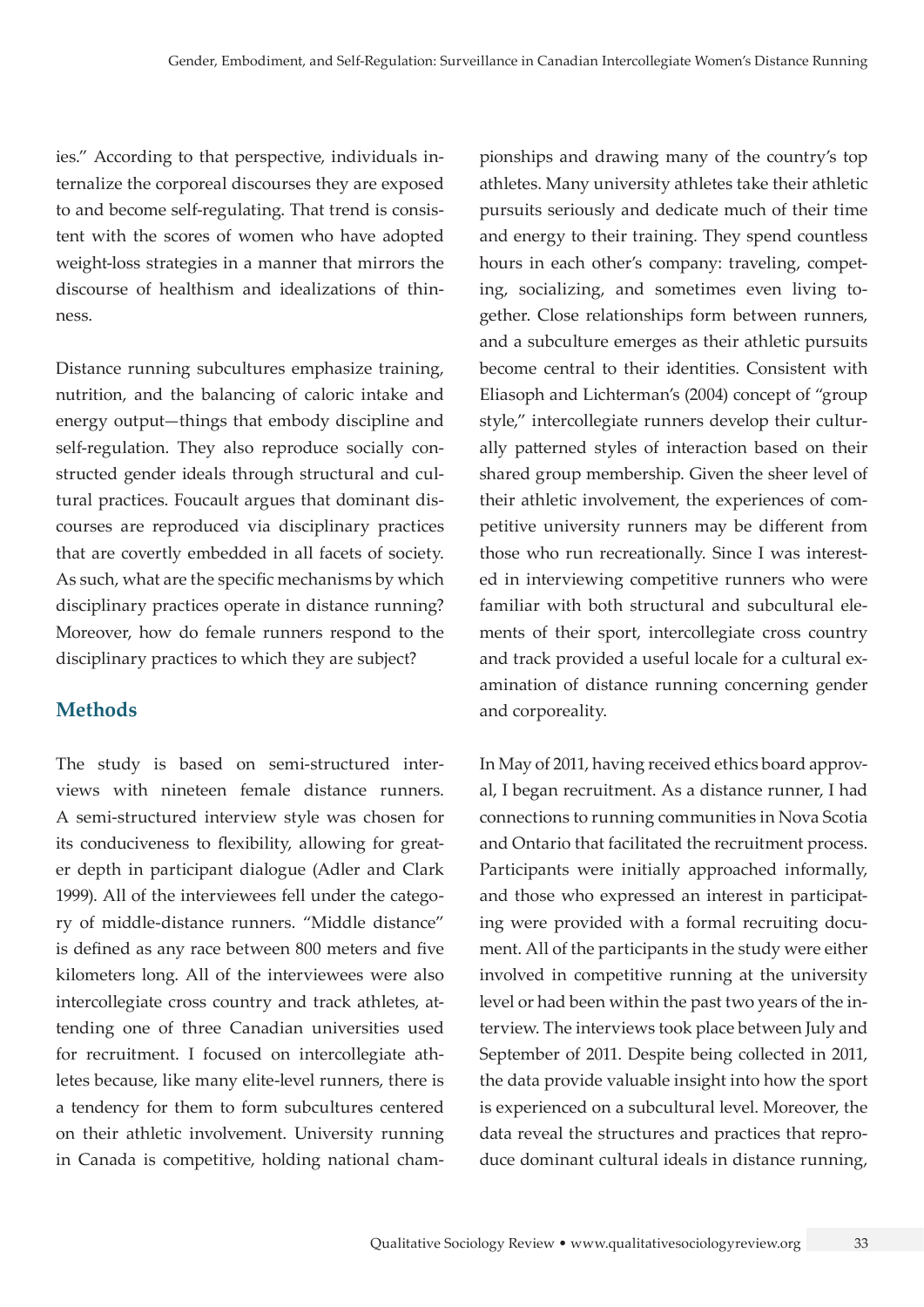ies." According to that perspective, individuals internalize the corporeal discourses they are exposed to and become self-regulating. That trend is consistent with the scores of women who have adopted weight-loss strategies in a manner that mirrors the discourse of healthism and idealizations of thinness.

Distance running subcultures emphasize training, nutrition, and the balancing of caloric intake and energy output—things that embody discipline and self-regulation. They also reproduce socially constructed gender ideals through structural and cultural practices. Foucault argues that dominant discourses are reproduced via disciplinary practices that are covertly embedded in all facets of society. As such, what are the specific mechanisms by which disciplinary practices operate in distance running? Moreover, how do female runners respond to the disciplinary practices to which they are subject?

## Methods

The study is based on semi-structured interviews with nineteen female distance runners. A semi-structured interview style was chosen for its conduciveness to flexibility, allowing for greater depth in participant dialogue (Adler and Clark 1999). All of the interviewees fell under the category of middle-distance runners. "Middle distance" is defined as any race between 800 meters and five kilometers long. All of the interviewees were also intercollegiate cross country and track athletes, attending one of three Canadian universities used for recruitment. I focused on intercollegiate athletes because, like many elite-level runners, there is a tendency for them to form subcultures centered on their athletic involvement. University running in Canada is competitive, holding national championships and drawing many of the country's top athletes. Many university athletes take their athletic pursuits seriously and dedicate much of their time and energy to their training. They spend countless hours in each other's company: traveling, competing, socializing, and sometimes even living together. Close relationships form between runners, and a subculture emerges as their athletic pursuits become central to their identities. Consistent with Eliasoph and Lichterman's (2004) concept of "group style," intercollegiate runners develop their culturally patterned styles of interaction based on their shared group membership. Given the sheer level of their athletic involvement, the experiences of competitive university runners may be different from those who run recreationally. Since I was interested in interviewing competitive runners who were familiar with both structural and subcultural elements of their sport, intercollegiate cross country and track provided a useful locale for a cultural examination of distance running concerning gender and corporeality.

In May of 2011, having received ethics board approval, I began recruitment. As a distance runner, I had connections to running communities in Nova Scotia and Ontario that facilitated the recruitment process. Participants were initially approached informally, and those who expressed an interest in participating were provided with a formal recruiting document. All of the participants in the study were either involved in competitive running at the university level or had been within the past two years of the interview. The interviews took place between July and September of 2011. Despite being collected in 2011, the data provide valuable insight into how the sport is experienced on a subcultural level. Moreover, the data reveal the structures and practices that reproduce dominant cultural ideals in distance running,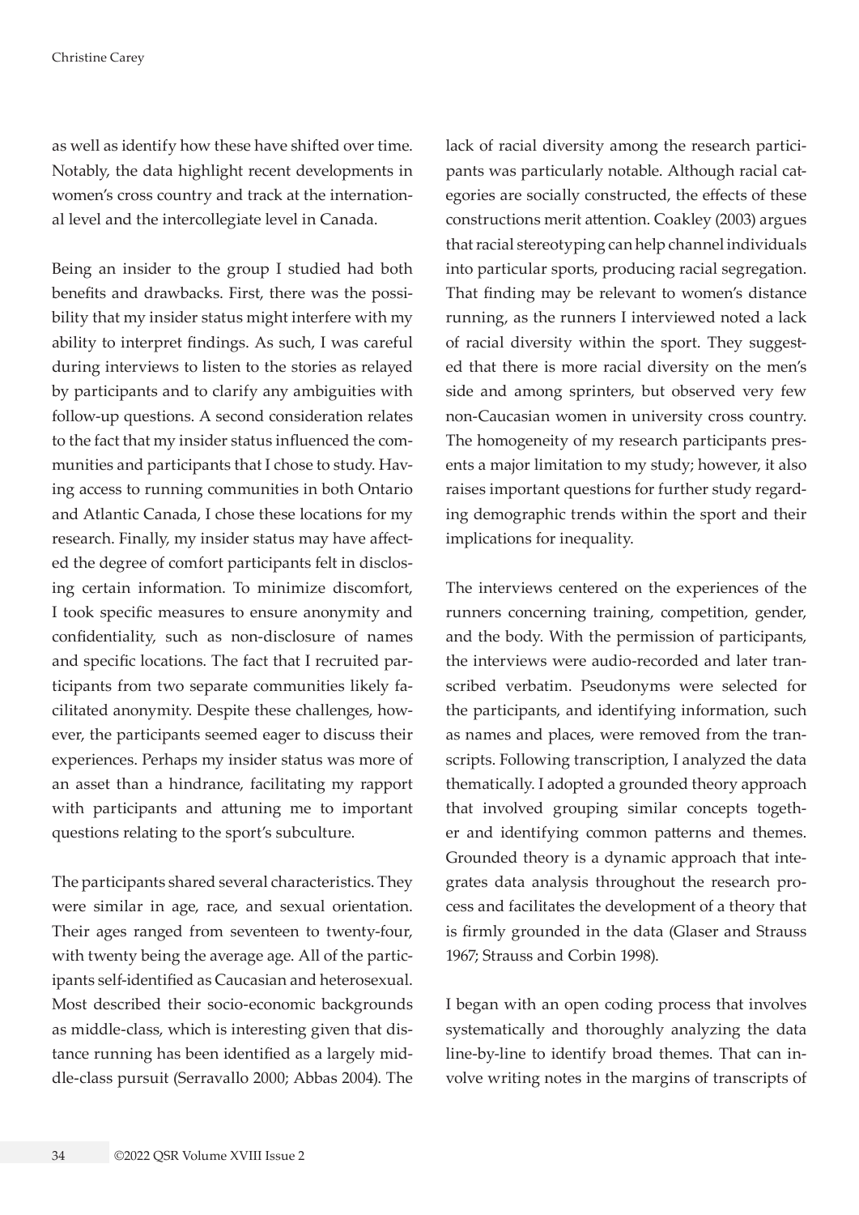as well as identify how these have shifted over time. Notably, the data highlight recent developments in women's cross country and track at the international level and the intercollegiate level in Canada.

Being an insider to the group I studied had both benefits and drawbacks. First, there was the possibility that my insider status might interfere with my ability to interpret findings. As such, I was careful during interviews to listen to the stories as relayed by participants and to clarify any ambiguities with follow-up questions. A second consideration relates to the fact that my insider status influenced the communities and participants that I chose to study. Having access to running communities in both Ontario and Atlantic Canada, I chose these locations for my research. Finally, my insider status may have affected the degree of comfort participants felt in disclosing certain information. To minimize discomfort, I took specific measures to ensure anonymity and confidentiality, such as non-disclosure of names and specific locations. The fact that I recruited participants from two separate communities likely facilitated anonymity. Despite these challenges, however, the participants seemed eager to discuss their experiences. Perhaps my insider status was more of an asset than a hindrance, facilitating my rapport with participants and attuning me to important questions relating to the sport's subculture.

The participants shared several characteristics. They were similar in age, race, and sexual orientation. Their ages ranged from seventeen to twenty-four, with twenty being the average age. All of the participants self-identified as Caucasian and heterosexual. Most described their socio-economic backgrounds as middle-class, which is interesting given that distance running has been identified as a largely middle-class pursuit (Serravallo 2000; Abbas 2004). The lack of racial diversity among the research participants was particularly notable. Although racial categories are socially constructed, the effects of these constructions merit attention. Coakley (2003) argues that racial stereotyping can help channel individuals into particular sports, producing racial segregation. That finding may be relevant to women's distance running, as the runners I interviewed noted a lack of racial diversity within the sport. They suggested that there is more racial diversity on the men's side and among sprinters, but observed very few non-Caucasian women in university cross country. The homogeneity of my research participants presents a major limitation to my study; however, it also raises important questions for further study regarding demographic trends within the sport and their implications for inequality.

The interviews centered on the experiences of the runners concerning training, competition, gender, and the body. With the permission of participants, the interviews were audio-recorded and later transcribed verbatim. Pseudonyms were selected for the participants, and identifying information, such as names and places, were removed from the transcripts. Following transcription, I analyzed the data thematically. I adopted a grounded theory approach that involved grouping similar concepts together and identifying common patterns and themes. Grounded theory is a dynamic approach that integrates data analysis throughout the research process and facilitates the development of a theory that is firmly grounded in the data (Glaser and Strauss 1967; Strauss and Corbin 1998).

I began with an open coding process that involves systematically and thoroughly analyzing the data line-by-line to identify broad themes. That can involve writing notes in the margins of transcripts of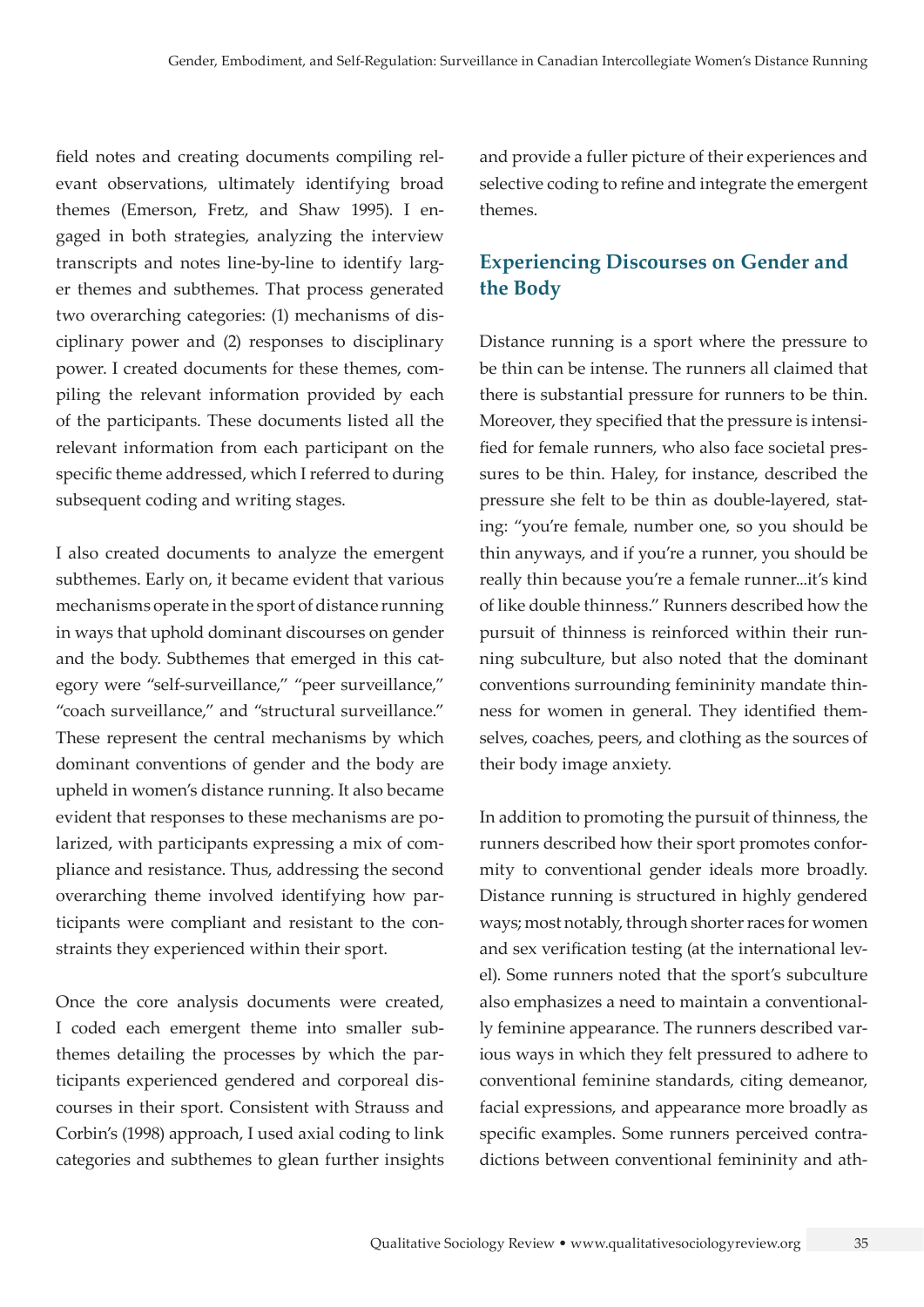field notes and creating documents compiling relevant observations, ultimately identifying broad themes (Emerson, Fretz, and Shaw 1995). I engaged in both strategies, analyzing the interview transcripts and notes line-by-line to identify larger themes and subthemes. That process generated two overarching categories: (1) mechanisms of disciplinary power and (2) responses to disciplinary power. I created documents for these themes, compiling the relevant information provided by each of the participants. These documents listed all the relevant information from each participant on the specific theme addressed, which I referred to during subsequent coding and writing stages.

I also created documents to analyze the emergent subthemes. Early on, it became evident that various mechanisms operate in the sport of distance running in ways that uphold dominant discourses on gender and the body. Subthemes that emerged in this category were "self-surveillance," "peer surveillance," "coach surveillance," and "structural surveillance." These represent the central mechanisms by which dominant conventions of gender and the body are upheld in women's distance running. It also became evident that responses to these mechanisms are polarized, with participants expressing a mix of compliance and resistance. Thus, addressing the second overarching theme involved identifying how participants were compliant and resistant to the constraints they experienced within their sport.

Once the core analysis documents were created, I coded each emergent theme into smaller subthemes detailing the processes by which the participants experienced gendered and corporeal discourses in their sport. Consistent with Strauss and Corbin's (1998) approach, I used axial coding to link categories and subthemes to glean further insights and provide a fuller picture of their experiences and selective coding to refine and integrate the emergent themes.

## Experiencing Discourses on Gender and the Body

Distance running is a sport where the pressure to be thin can be intense. The runners all claimed that there is substantial pressure for runners to be thin. Moreover, they specified that the pressure is intensified for female runners, who also face societal pressures to be thin. Haley, for instance, described the pressure she felt to be thin as double-layered, stating: "you're female, number one, so you should be thin anyways, and if you're a runner, you should be really thin because you're a female runner...it's kind of like double thinness." Runners described how the pursuit of thinness is reinforced within their running subculture, but also noted that the dominant conventions surrounding femininity mandate thinness for women in general. They identified themselves, coaches, peers, and clothing as the sources of their body image anxiety.

In addition to promoting the pursuit of thinness, the runners described how their sport promotes conformity to conventional gender ideals more broadly. Distance running is structured in highly gendered ways; most notably, through shorter races for women and sex verification testing (at the international level). Some runners noted that the sport's subculture also emphasizes a need to maintain a conventionally feminine appearance. The runners described various ways in which they felt pressured to adhere to conventional feminine standards, citing demeanor, facial expressions, and appearance more broadly as specific examples. Some runners perceived contradictions between conventional femininity and ath-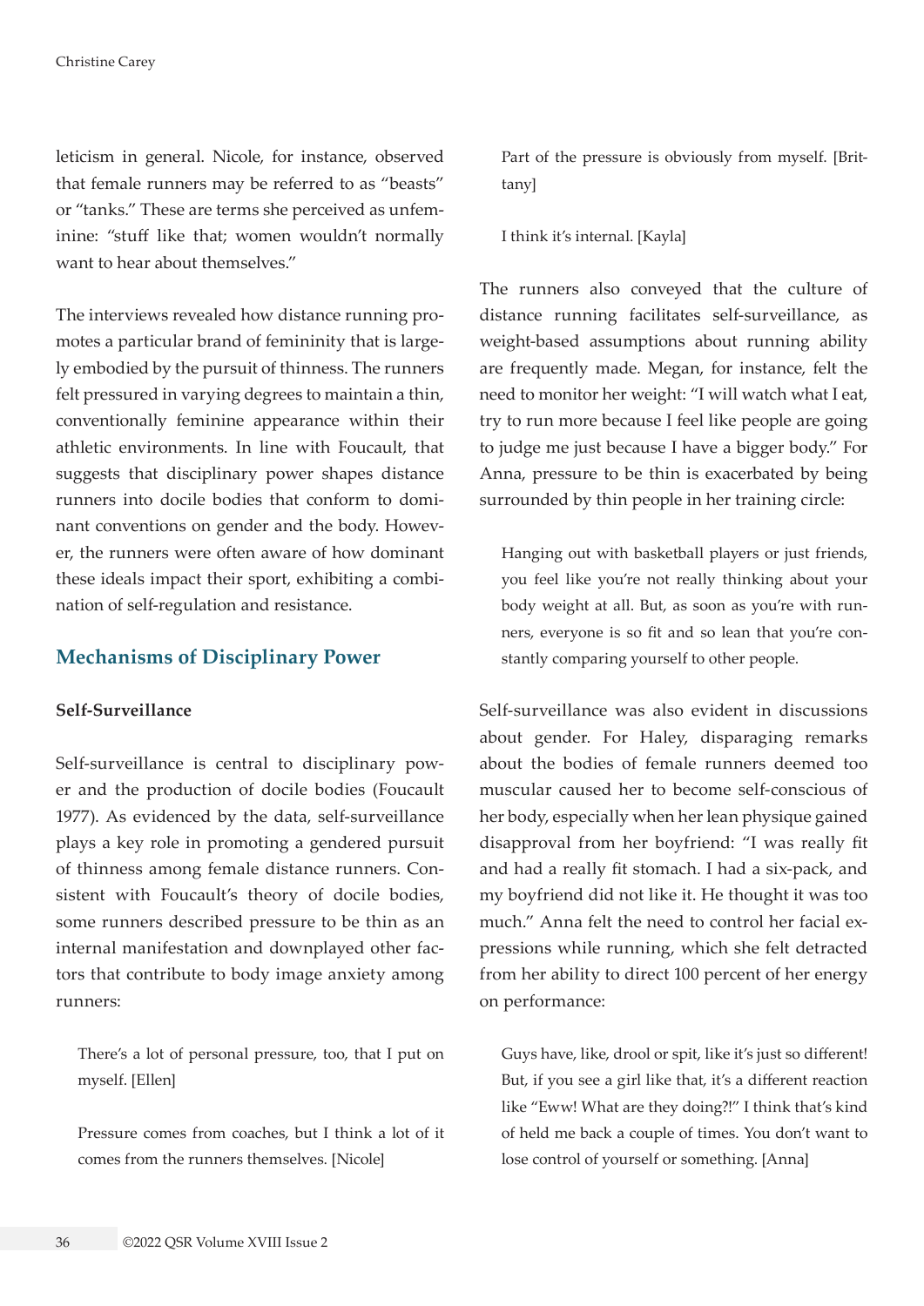leticism in general. Nicole, for instance, observed that female runners may be referred to as "beasts" or "tanks." These are terms she perceived as unfeminine: "stuff like that; women wouldn't normally want to hear about themselves."

The interviews revealed how distance running promotes a particular brand of femininity that is largely embodied by the pursuit of thinness. The runners felt pressured in varying degrees to maintain a thin, conventionally feminine appearance within their athletic environments. In line with Foucault, that suggests that disciplinary power shapes distance runners into docile bodies that conform to dominant conventions on gender and the body. However, the runners were often aware of how dominant these ideals impact their sport, exhibiting a combination of self-regulation and resistance.

## Mechanisms of Disciplinary Power

### Self-Surveillance

Self-surveillance is central to disciplinary power and the production of docile bodies (Foucault 1977). As evidenced by the data, self-surveillance plays a key role in promoting a gendered pursuit of thinness among female distance runners. Consistent with Foucault's theory of docile bodies, some runners described pressure to be thin as an internal manifestation and downplayed other factors that contribute to body image anxiety among runners:

> There's a lot of personal pressure, too, that I put on myself. [Ellen]

> Pressure comes from coaches, but I think a lot of it comes from the runners themselves. [Nicole]

> Part of the pressure is obviously from myself. [Brittany]

> I think it's internal. [Kayla]

The runners also conveyed that the culture of distance running facilitates self-surveillance, as weight-based assumptions about running ability are frequently made. Megan, for instance, felt the need to monitor her weight: "I will watch what I eat, try to run more because I feel like people are going to judge me just because I have a bigger body." For Anna, pressure to be thin is exacerbated by being surrounded by thin people in her training circle:

> Hanging out with basketball players or just friends, you feel like you're not really thinking about your body weight at all. But, as soon as you're with runners, everyone is so fit and so lean that you're constantly comparing yourself to other people.

Self-surveillance was also evident in discussions about gender. For Haley, disparaging remarks about the bodies of female runners deemed too muscular caused her to become self-conscious of her body, especially when her lean physique gained disapproval from her boyfriend: "I was really fit and had a really fit stomach. I had a six-pack, and my boyfriend did not like it. He thought it was too much." Anna felt the need to control her facial expressions while running, which she felt detracted from her ability to direct 100 percent of her energy on performance:

> Guys have, like, drool or spit, like it's just so different! But, if you see a girl like that, it's a different reaction like "Eww! What are they doing?!" I think that's kind of held me back a couple of times. You don't want to lose control of yourself or something. [Anna]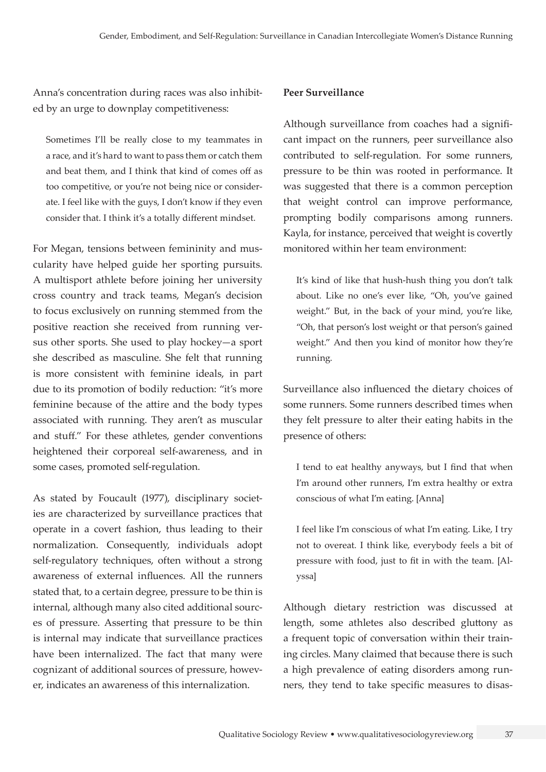Anna's concentration during races was also inhibited by an urge to downplay competitiveness:

> Sometimes I'll be really close to my teammates in a race, and it's hard to want to pass them or catch them and beat them, and I think that kind of comes off as too competitive, or you're not being nice or considerate. I feel like with the guys, I don't know if they even consider that. I think it's a totally different mindset.

For Megan, tensions between femininity and muscularity have helped guide her sporting pursuits. A multisport athlete before joining her university cross country and track teams, Megan's decision to focus exclusively on running stemmed from the positive reaction she received from running versus other sports. She used to play hockey—a sport she described as masculine. She felt that running is more consistent with feminine ideals, in part due to its promotion of bodily reduction: "it's more feminine because of the attire and the body types associated with running. They aren't as muscular and stuff." For these athletes, gender conventions heightened their corporeal self-awareness, and in some cases, promoted self-regulation.

As stated by Foucault (1977), disciplinary societies are characterized by surveillance practices that operate in a covert fashion, thus leading to their normalization. Consequently, individuals adopt self-regulatory techniques, often without a strong awareness of external influences. All the runners stated that, to a certain degree, pressure to be thin is internal, although many also cited additional sources of pressure. Asserting that pressure to be thin is internal may indicate that surveillance practices have been internalized. The fact that many were cognizant of additional sources of pressure, however, indicates an awareness of this internalization.

**Peer Surveillance**

Although surveillance from coaches had a significant impact on the runners, peer surveillance also contributed to self-regulation. For some runners, pressure to be thin was rooted in performance. It was suggested that there is a common perception that weight control can improve performance, prompting bodily comparisons among runners. Kayla, for instance, perceived that weight is covertly monitored within her team environment:

> It's kind of like that hush-hush thing you don't talk about. Like no one's ever like, "Oh, you've gained weight." But, in the back of your mind, you're like, "Oh, that person's lost weight or that person's gained weight." And then you kind of monitor how they're running.

Surveillance also influenced the dietary choices of some runners. Some runners described times when they felt pressure to alter their eating habits in the presence of others:

> I tend to eat healthy anyways, but I find that when I'm around other runners, I'm extra healthy or extra conscious of what I'm eating. [Anna]

> I feel like I'm conscious of what I'm eating. Like, I try not to overeat. I think like, everybody feels a bit of pressure with food, just to fit in with the team. [Alyssa]

Although dietary restriction was discussed at length, some athletes also described gluttony as a frequent topic of conversation within their training circles. Many claimed that because there is such a high prevalence of eating disorders among runners, they tend to take specific measures to disas-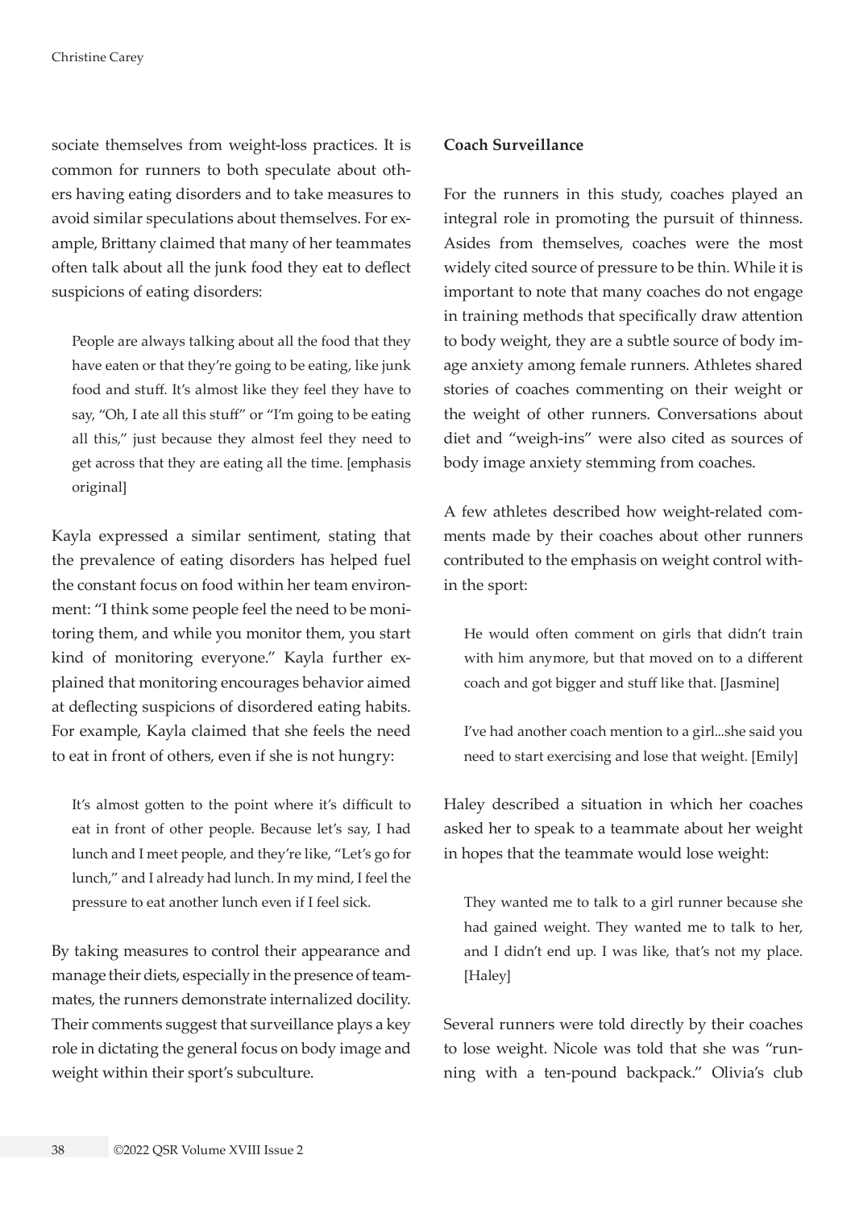sociate themselves from weight-loss practices. It is common for runners to both speculate about others having eating disorders and to take measures to avoid similar speculations about themselves. For example, Brittany claimed that many of her teammates often talk about all the junk food they eat to deflect suspicions of eating disorders:

> People are always talking about all the food that they have eaten or that they're going to be eating, like junk food and stuff. It's almost like they feel they have to say, "Oh, I ate all this stuff" or "I'm going to be eating all this," just because they almost feel they need to get across that they are eating all the time. [emphasis original]

Kayla expressed a similar sentiment, stating that the prevalence of eating disorders has helped fuel the constant focus on food within her team environment: "I think some people feel the need to be monitoring them, and while you monitor them, you start kind of monitoring everyone." Kayla further explained that monitoring encourages behavior aimed at deflecting suspicions of disordered eating habits. For example, Kayla claimed that she feels the need to eat in front of others, even if she is not hungry:

> It's almost gotten to the point where it's difficult to eat in front of other people. Because let's say, I had lunch and I meet people, and they're like, "Let's go for lunch," and I already had lunch. In my mind, I feel the pressure to eat another lunch even if I feel sick.

By taking measures to control their appearance and manage their diets, especially in the presence of teammates, the runners demonstrate internalized docility. Their comments suggest that surveillance plays a key role in dictating the general focus on body image and weight within their sport's subculture.

**Coach Surveillance**

For the runners in this study, coaches played an integral role in promoting the pursuit of thinness. Asides from themselves, coaches were the most widely cited source of pressure to be thin. While it is important to note that many coaches do not engage in training methods that specifically draw attention to body weight, they are a subtle source of body image anxiety among female runners. Athletes shared stories of coaches commenting on their weight or the weight of other runners. Conversations about diet and "weigh-ins" were also cited as sources of body image anxiety stemming from coaches.

A few athletes described how weight-related comments made by their coaches about other runners contributed to the emphasis on weight control within the sport:

> He would often comment on girls that didn't train with him anymore, but that moved on to a different coach and got bigger and stuff like that. [Jasmine]

> I've had another coach mention to a girl...she said you need to start exercising and lose that weight. [Emily]

Haley described a situation in which her coaches asked her to speak to a teammate about her weight in hopes that the teammate would lose weight:

> They wanted me to talk to a girl runner because she had gained weight. They wanted me to talk to her, and I didn't end up. I was like, that's not my place. [Haley]

Several runners were told directly by their coaches to lose weight. Nicole was told that she was "running with a ten-pound backpack." Olivia's club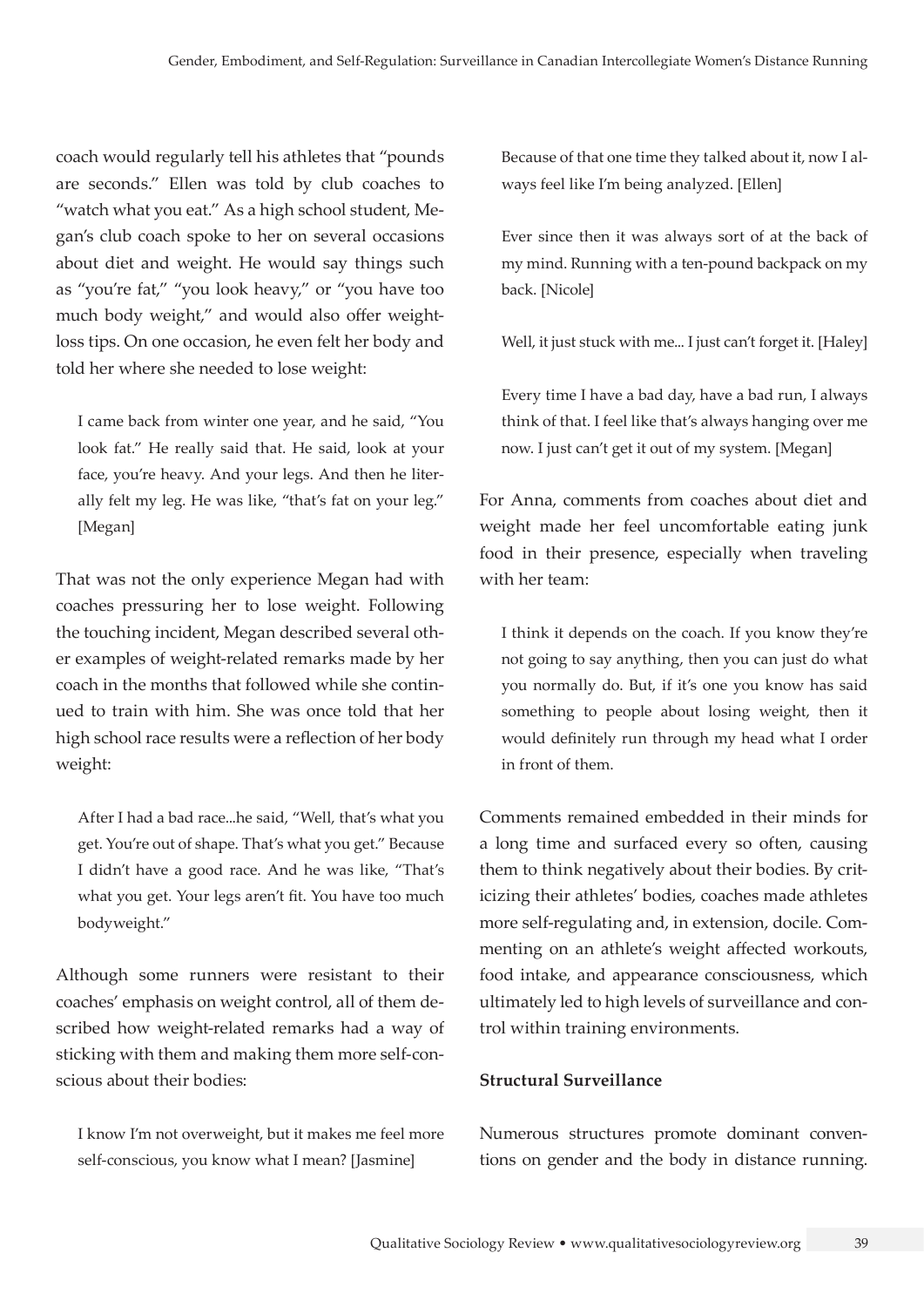coach would regularly tell his athletes that "pounds are seconds." Ellen was told by club coaches to "watch what you eat." As a high school student, Megan's club coach spoke to her on several occasions about diet and weight. He would say things such as "you're fat," "you look heavy," or "you have too much body weight," and would also offer weight-loss tips. On one occasion, he even felt her body and told her where she needed to lose weight:

> I came back from winter one year, and he said, "You look fat." He really said that. He said, look at your face, you're heavy. And your legs. And then he literally felt my leg. He was like, "that's fat on your leg." [Megan]

That was not the only experience Megan had with coaches pressuring her to lose weight. Following the touching incident, Megan described several other examples of weight-related remarks made by her coach in the months that followed while she continued to train with him. She was once told that her high school race results were a reflection of her body weight:

> After I had a bad race...he said, "Well, that's what you get. You're out of shape. That's what you get." Because I didn't have a good race. And he was like, "That's what you get. Your legs aren't fit. You have too much bodyweight."

Although some runners were resistant to their coaches' emphasis on weight control, all of them described how weight-related remarks had a way of sticking with them and making them more self-conscious about their bodies:

> I know I'm not overweight, but it makes me feel more self-conscious, you know what I mean? [Jasmine]

> Because of that one time they talked about it, now I always feel like I'm being analyzed. [Ellen]

> Ever since then it was always sort of at the back of my mind. Running with a ten-pound backpack on my back. [Nicole]

> Well, it just stuck with me... I just can't forget it. [Haley]

> Every time I have a bad day, have a bad run, I always think of that. I feel like that's always hanging over me now. I just can't get it out of my system. [Megan]

For Anna, comments from coaches about diet and weight made her feel uncomfortable eating junk food in their presence, especially when traveling with her team:

> I think it depends on the coach. If you know they're not going to say anything, then you can just do what you normally do. But, if it's one you know has said something to people about losing weight, then it would definitely run through my head what I order in front of them.

Comments remained embedded in their minds for a long time and surfaced every so often, causing them to think negatively about their bodies. By criticizing their athletes' bodies, coaches made athletes more self-regulating and, in extension, docile. Commenting on an athlete's weight affected workouts, food intake, and appearance consciousness, which ultimately led to high levels of surveillance and control within training environments.

**Structural Surveillance**

Numerous structures promote dominant conventions on gender and the body in distance running.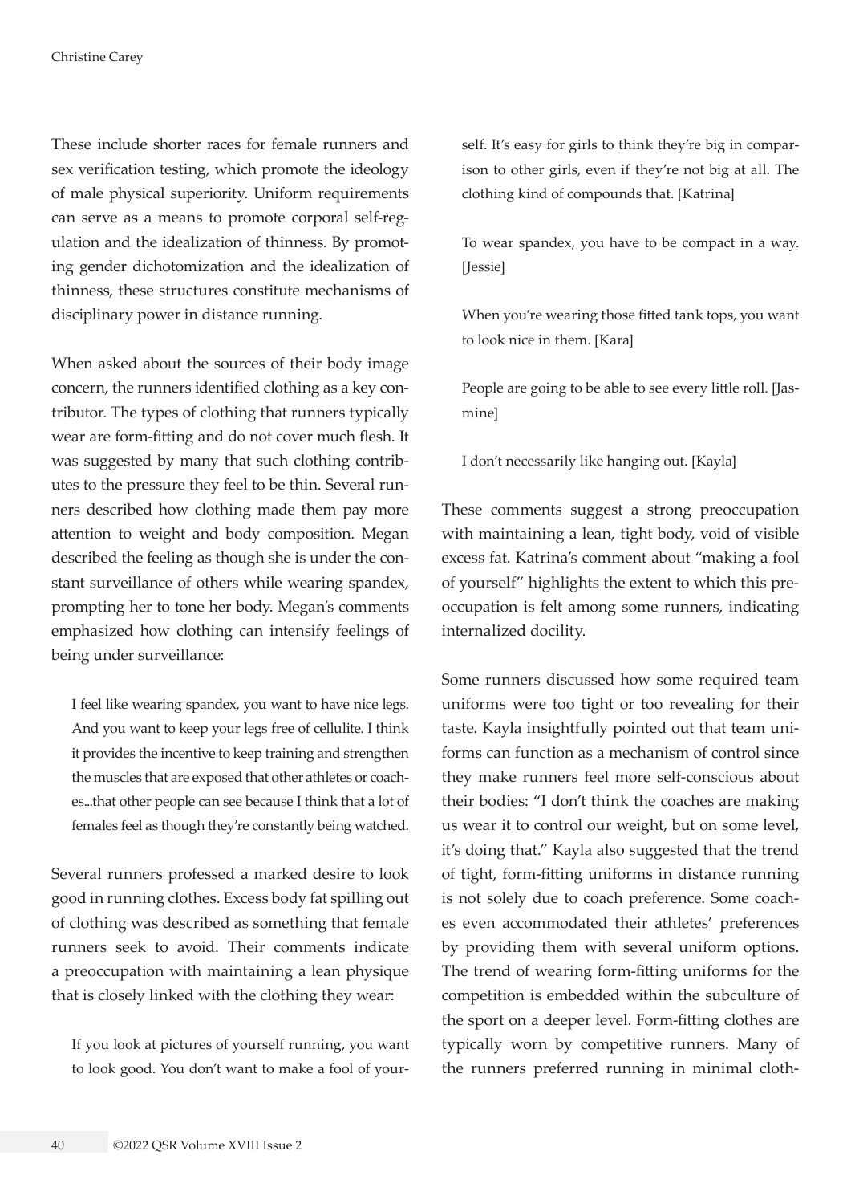These include shorter races for female runners and sex verification testing, which promote the ideology of male physical superiority. Uniform requirements can serve as a means to promote corporal self-regulation and the idealization of thinness. By promoting gender dichotomization and the idealization of thinness, these structures constitute mechanisms of disciplinary power in distance running.

When asked about the sources of their body image concern, the runners identified clothing as a key contributor. The types of clothing that runners typically wear are form-fitting and do not cover much flesh. It was suggested by many that such clothing contributes to the pressure they feel to be thin. Several runners described how clothing made them pay more attention to weight and body composition. Megan described the feeling as though she is under the constant surveillance of others while wearing spandex, prompting her to tone her body. Megan's comments emphasized how clothing can intensify feelings of being under surveillance:

> I feel like wearing spandex, you want to have nice legs. And you want to keep your legs free of cellulite. I think it provides the incentive to keep training and strengthen the muscles that are exposed that other athletes or coaches...that other people can see because I think that a lot of females feel as though they're constantly being watched.

Several runners professed a marked desire to look good in running clothes. Excess body fat spilling out of clothing was described as something that female runners seek to avoid. Their comments indicate a preoccupation with maintaining a lean physique that is closely linked with the clothing they wear:

> If you look at pictures of yourself running, you want to look good. You don't want to make a fool of yourself. It's easy for girls to think they're big in comparison to other girls, even if they're not big at all. The clothing kind of compounds that. [Katrina]

> To wear spandex, you have to be compact in a way. [Jessie]

> When you're wearing those fitted tank tops, you want to look nice in them. [Kara]

> People are going to be able to see every little roll. [Jasmine]

> I don't necessarily like hanging out. [Kayla]

These comments suggest a strong preoccupation with maintaining a lean, tight body, void of visible excess fat. Katrina's comment about "making a fool of yourself" highlights the extent to which this preoccupation is felt among some runners, indicating internalized docility.

Some runners discussed how some required team uniforms were too tight or too revealing for their taste. Kayla insightfully pointed out that team uniforms can function as a mechanism of control since they make runners feel more self-conscious about their bodies: "I don't think the coaches are making us wear it to control our weight, but on some level, it's doing that." Kayla also suggested that the trend of tight, form-fitting uniforms in distance running is not solely due to coach preference. Some coaches even accommodated their athletes' preferences by providing them with several uniform options. The trend of wearing form-fitting uniforms for the competition is embedded within the subculture of the sport on a deeper level. Form-fitting clothes are typically worn by competitive runners. Many of the runners preferred running in minimal cloth-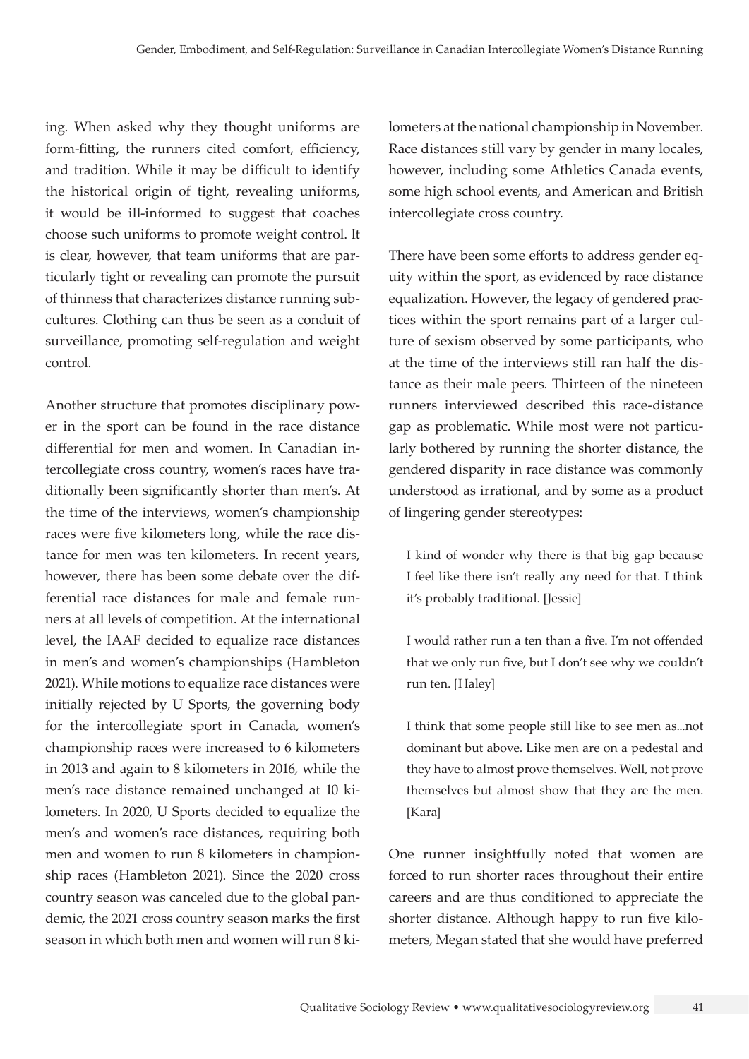ing. When asked why they thought uniforms are form-fitting, the runners cited comfort, efficiency, and tradition. While it may be difficult to identify the historical origin of tight, revealing uniforms, it would be ill-informed to suggest that coaches choose such uniforms to promote weight control. It is clear, however, that team uniforms that are particularly tight or revealing can promote the pursuit of thinness that characterizes distance running subcultures. Clothing can thus be seen as a conduit of surveillance, promoting self-regulation and weight control.

Another structure that promotes disciplinary power in the sport can be found in the race distance differential for men and women. In Canadian intercollegiate cross country, women's races have traditionally been significantly shorter than men's. At the time of the interviews, women's championship races were five kilometers long, while the race distance for men was ten kilometers. In recent years, however, there has been some debate over the differential race distances for male and female runners at all levels of competition. At the international level, the IAAF decided to equalize race distances in men's and women's championships (Hambleton 2021). While motions to equalize race distances were initially rejected by U Sports, the governing body for the intercollegiate sport in Canada, women's championship races were increased to 6 kilometers in 2013 and again to 8 kilometers in 2016, while the men's race distance remained unchanged at 10 kilometers. In 2020, U Sports decided to equalize the men's and women's race distances, requiring both men and women to run 8 kilometers in championship races (Hambleton 2021). Since the 2020 cross country season was canceled due to the global pandemic, the 2021 cross country season marks the first season in which both men and women will run 8 kilometers at the national championship in November. Race distances still vary by gender in many locales, however, including some Athletics Canada events, some high school events, and American and British intercollegiate cross country.

There have been some efforts to address gender equity within the sport, as evidenced by race distance equalization. However, the legacy of gendered practices within the sport remains part of a larger culture of sexism observed by some participants, who at the time of the interviews still ran half the distance as their male peers. Thirteen of the nineteen runners interviewed described this race-distance gap as problematic. While most were not particularly bothered by running the shorter distance, the gendered disparity in race distance was commonly understood as irrational, and by some as a product of lingering gender stereotypes:

> I kind of wonder why there is that big gap because I feel like there isn't really any need for that. I think it's probably traditional. [Jessie]

> I would rather run a ten than a five. I'm not offended that we only run five, but I don't see why we couldn't run ten. [Haley]

> I think that some people still like to see men as...not dominant but above. Like men are on a pedestal and they have to almost prove themselves. Well, not prove themselves but almost show that they are the men. [Kara]

One runner insightfully noted that women are forced to run shorter races throughout their entire careers and are thus conditioned to appreciate the shorter distance. Although happy to run five kilometers, Megan stated that she would have preferred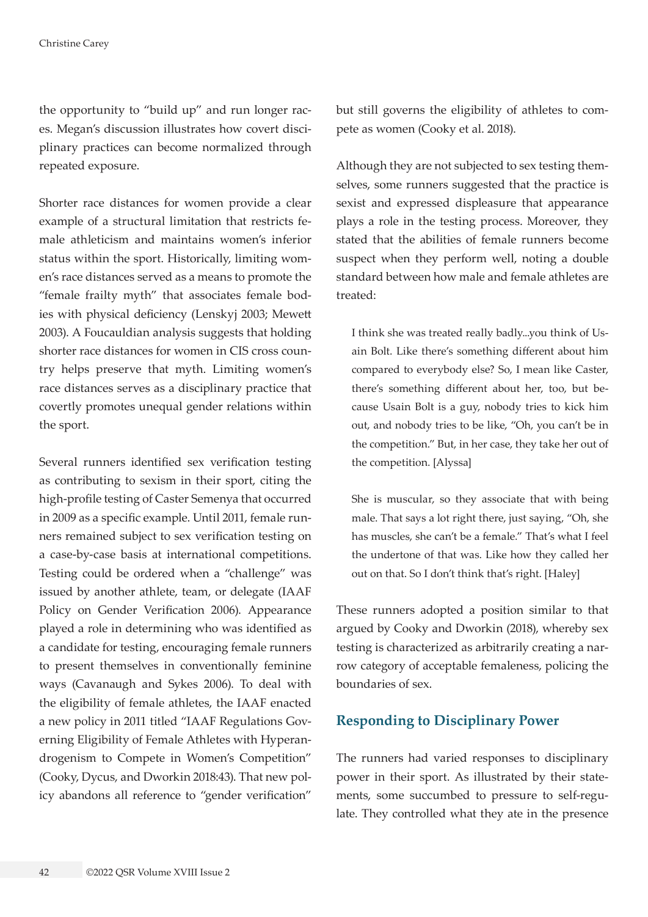the opportunity to "build up" and run longer races. Megan's discussion illustrates how covert disciplinary practices can become normalized through repeated exposure.

Shorter race distances for women provide a clear example of a structural limitation that restricts female athleticism and maintains women's inferior status within the sport. Historically, limiting women's race distances served as a means to promote the "female frailty myth" that associates female bodies with physical deficiency (Lenskyj 2003; Mewett 2003). A Foucauldian analysis suggests that holding shorter race distances for women in CIS cross country helps preserve that myth. Limiting women's race distances serves as a disciplinary practice that covertly promotes unequal gender relations within the sport.

Several runners identified sex verification testing as contributing to sexism in their sport, citing the high-profile testing of Caster Semenya that occurred in 2009 as a specific example. Until 2011, female runners remained subject to sex verification testing on a case-by-case basis at international competitions. Testing could be ordered when a "challenge" was issued by another athlete, team, or delegate (IAAF Policy on Gender Verification 2006). Appearance played a role in determining who was identified as a candidate for testing, encouraging female runners to present themselves in conventionally feminine ways (Cavanaugh and Sykes 2006). To deal with the eligibility of female athletes, the IAAF enacted a new policy in 2011 titled "IAAF Regulations Governing Eligibility of Female Athletes with Hyperandrogenism to Compete in Women's Competition" (Cooky, Dycus, and Dworkin 2018:43). That new policy abandons all reference to "gender verification" but still governs the eligibility of athletes to compete as women (Cooky et al. 2018).

Although they are not subjected to sex testing themselves, some runners suggested that the practice is sexist and expressed displeasure that appearance plays a role in the testing process. Moreover, they stated that the abilities of female runners become suspect when they perform well, noting a double standard between how male and female athletes are treated:

> I think she was treated really badly...you think of Usain Bolt. Like there's something different about him compared to everybody else? So, I mean like Caster, there's something different about her, too, but because Usain Bolt is a guy, nobody tries to kick him out, and nobody tries to be like, "Oh, you can't be in the competition." But, in her case, they take her out of the competition. [Alyssa]

> She is muscular, so they associate that with being male. That says a lot right there, just saying, "Oh, she has muscles, she can't be a female." That's what I feel the undertone of that was. Like how they called her out on that. So I don't think that's right. [Haley]

These runners adopted a position similar to that argued by Cooky and Dworkin (2018), whereby sex testing is characterized as arbitrarily creating a narrow category of acceptable femaleness, policing the boundaries of sex.

## Responding to Disciplinary Power

The runners had varied responses to disciplinary power in their sport. As illustrated by their statements, some succumbed to pressure to self-regulate. They controlled what they ate in the presence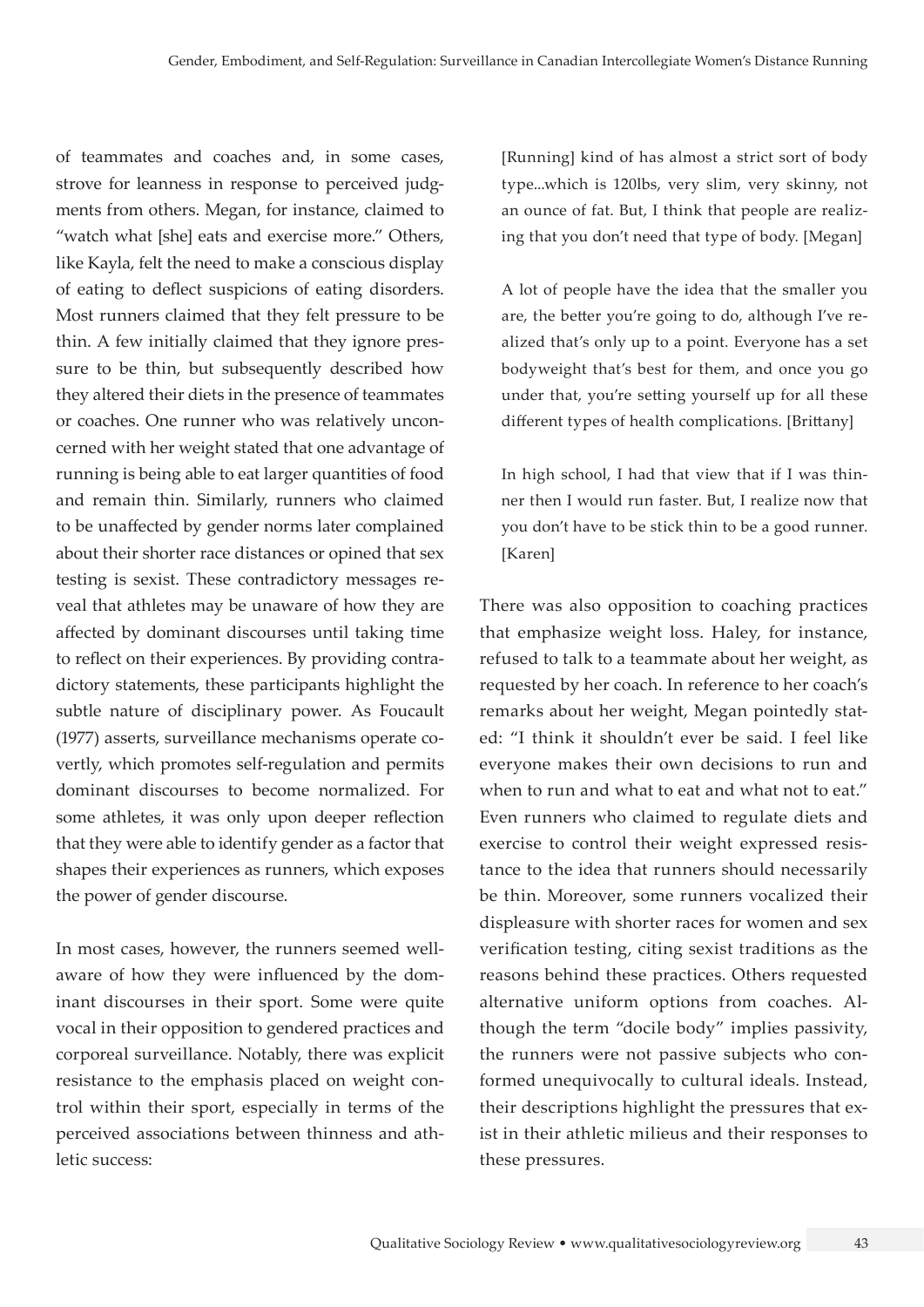of teammates and coaches and, in some cases, strove for leanness in response to perceived judgments from others. Megan, for instance, claimed to "watch what [she] eats and exercise more." Others, like Kayla, felt the need to make a conscious display of eating to deflect suspicions of eating disorders. Most runners claimed that they felt pressure to be thin. A few initially claimed that they ignore pressure to be thin, but subsequently described how they altered their diets in the presence of teammates or coaches. One runner who was relatively unconcerned with her weight stated that one advantage of running is being able to eat larger quantities of food and remain thin. Similarly, runners who claimed to be unaffected by gender norms later complained about their shorter race distances or opined that sex testing is sexist. These contradictory messages reveal that athletes may be unaware of how they are affected by dominant discourses until taking time to reflect on their experiences. By providing contradictory statements, these participants highlight the subtle nature of disciplinary power. As Foucault (1977) asserts, surveillance mechanisms operate covertly, which promotes self-regulation and permits dominant discourses to become normalized. For some athletes, it was only upon deeper reflection that they were able to identify gender as a factor that shapes their experiences as runners, which exposes the power of gender discourse.

In most cases, however, the runners seemed well-aware of how they were influenced by the dominant discourses in their sport. Some were quite vocal in their opposition to gendered practices and corporeal surveillance. Notably, there was explicit resistance to the emphasis placed on weight control within their sport, especially in terms of the perceived associations between thinness and athletic success:

> [Running] kind of has almost a strict sort of body type...which is 120lbs, very slim, very skinny, not an ounce of fat. But, I think that people are realizing that you don't need that type of body. [Megan]

> A lot of people have the idea that the smaller you are, the better you're going to do, although I've realized that's only up to a point. Everyone has a set bodyweight that's best for them, and once you go under that, you're setting yourself up for all these different types of health complications. [Brittany]

> In high school, I had that view that if I was thinner then I would run faster. But, I realize now that you don't have to be stick thin to be a good runner. [Karen]

There was also opposition to coaching practices that emphasize weight loss. Haley, for instance, refused to talk to a teammate about her weight, as requested by her coach. In reference to her coach's remarks about her weight, Megan pointedly stated: "I think it shouldn't ever be said. I feel like everyone makes their own decisions to run and when to run and what to eat and what not to eat." Even runners who claimed to regulate diets and exercise to control their weight expressed resistance to the idea that runners should necessarily be thin. Moreover, some runners vocalized their displeasure with shorter races for women and sex verification testing, citing sexist traditions as the reasons behind these practices. Others requested alternative uniform options from coaches. Although the term "docile body" implies passivity, the runners were not passive subjects who conformed unequivocally to cultural ideals. Instead, their descriptions highlight the pressures that exist in their athletic milieus and their responses to these pressures.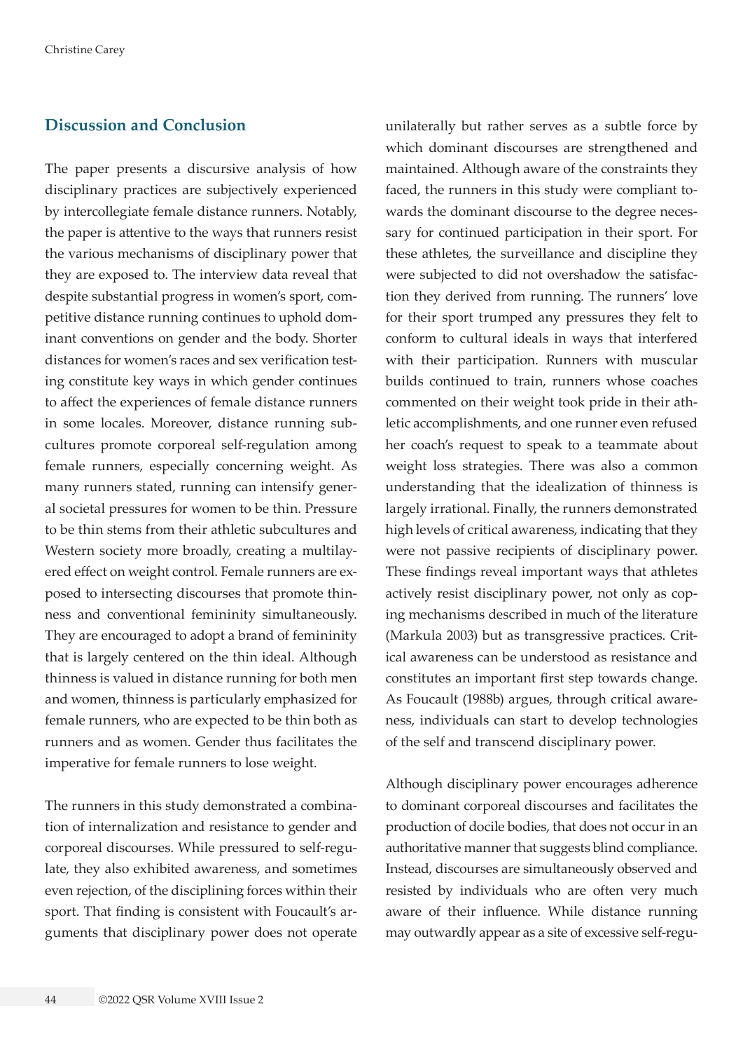## Discussion and Conclusion

The paper presents a discursive analysis of how disciplinary practices are subjectively experienced by intercollegiate female distance runners. Notably, the paper is attentive to the ways that runners resist the various mechanisms of disciplinary power that they are exposed to. The interview data reveal that despite substantial progress in women's sport, competitive distance running continues to uphold dominant conventions on gender and the body. Shorter distances for women's races and sex verification testing constitute key ways in which gender continues to affect the experiences of female distance runners in some locales. Moreover, distance running subcultures promote corporeal self-regulation among female runners, especially concerning weight. As many runners stated, running can intensify general societal pressures for women to be thin. Pressure to be thin stems from their athletic subcultures and Western society more broadly, creating a multilayered effect on weight control. Female runners are exposed to intersecting discourses that promote thinness and conventional femininity simultaneously. They are encouraged to adopt a brand of femininity that is largely centered on the thin ideal. Although thinness is valued in distance running for both men and women, thinness is particularly emphasized for female runners, who are expected to be thin both as runners and as women. Gender thus facilitates the imperative for female runners to lose weight.

The runners in this study demonstrated a combination of internalization and resistance to gender and corporeal discourses. While pressured to self-regulate, they also exhibited awareness, and sometimes even rejection, of the disciplining forces within their sport. That finding is consistent with Foucault's arguments that disciplinary power does not operate unilaterally but rather serves as a subtle force by which dominant discourses are strengthened and maintained. Although aware of the constraints they faced, the runners in this study were compliant towards the dominant discourse to the degree necessary for continued participation in their sport. For these athletes, the surveillance and discipline they were subjected to did not overshadow the satisfaction they derived from running. The runners' love for their sport trumped any pressures they felt to conform to cultural ideals in ways that interfered with their participation. Runners with muscular builds continued to train, runners whose coaches commented on their weight took pride in their athletic accomplishments, and one runner even refused her coach's request to speak to a teammate about weight loss strategies. There was also a common understanding that the idealization of thinness is largely irrational. Finally, the runners demonstrated high levels of critical awareness, indicating that they were not passive recipients of disciplinary power. These findings reveal important ways that athletes actively resist disciplinary power, not only as coping mechanisms described in much of the literature (Markula 2003) but as transgressive practices. Critical awareness can be understood as resistance and constitutes an important first step towards change. As Foucault (1988b) argues, through critical awareness, individuals can start to develop technologies of the self and transcend disciplinary power.

Although disciplinary power encourages adherence to dominant corporeal discourses and facilitates the production of docile bodies, that does not occur in an authoritative manner that suggests blind compliance. Instead, discourses are simultaneously observed and resisted by individuals who are often very much aware of their influence. While distance running may outwardly appear as a site of excessive self-regu-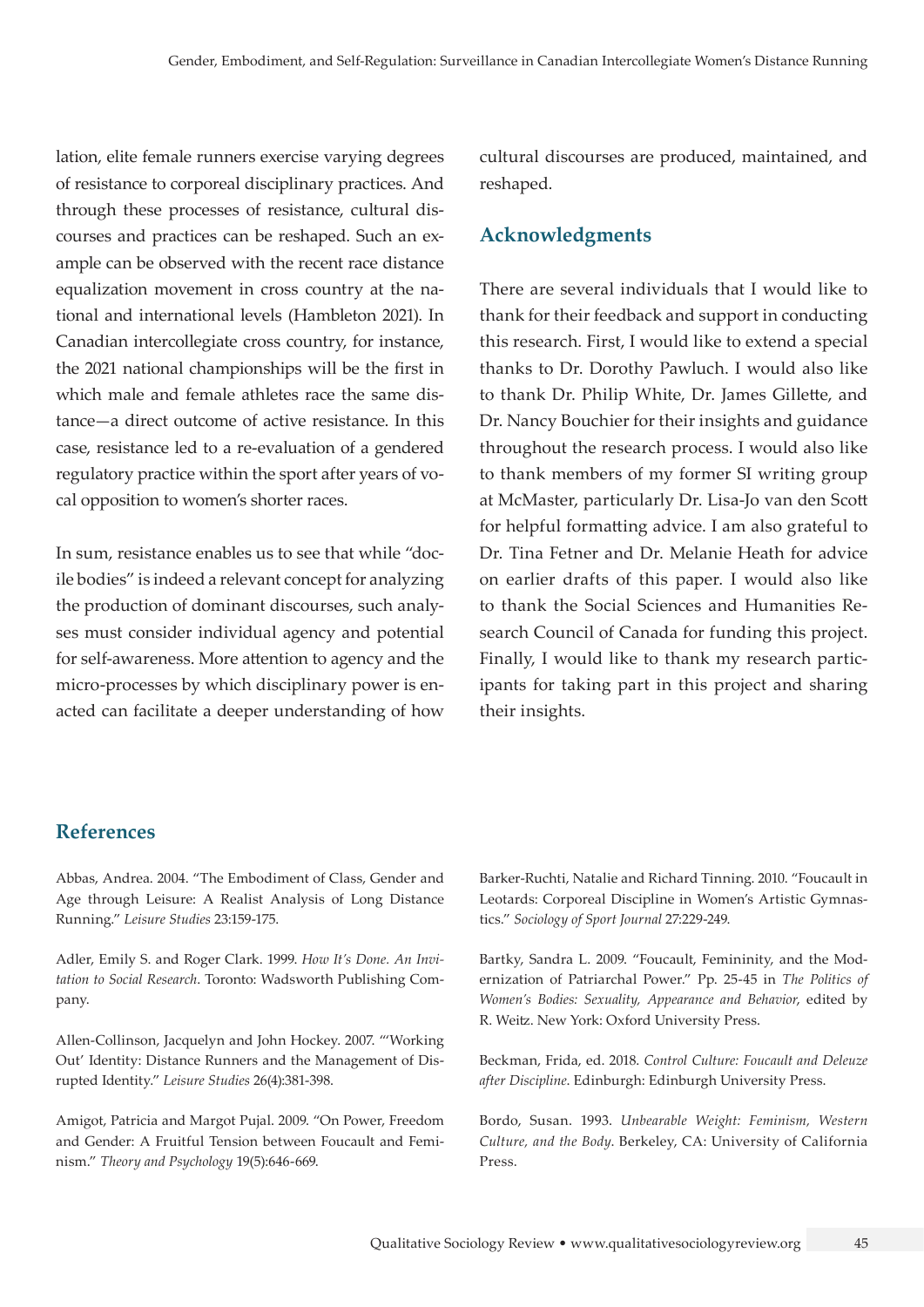lation, elite female runners exercise varying degrees of resistance to corporeal disciplinary practices. And through these processes of resistance, cultural discourses and practices can be reshaped. Such an example can be observed with the recent race distance equalization movement in cross country at the national and international levels (Hambleton 2021). In Canadian intercollegiate cross country, for instance, the 2021 national championships will be the first in which male and female athletes race the same distance—a direct outcome of active resistance. In this case, resistance led to a re-evaluation of a gendered regulatory practice within the sport after years of vocal opposition to women's shorter races.

In sum, resistance enables us to see that while "docile bodies" is indeed a relevant concept for analyzing the production of dominant discourses, such analyses must consider individual agency and potential for self-awareness. More attention to agency and the micro-processes by which disciplinary power is enacted can facilitate a deeper understanding of how cultural discourses are produced, maintained, and reshaped.

## Acknowledgments

There are several individuals that I would like to thank for their feedback and support in conducting this research. First, I would like to extend a special thanks to Dr. Dorothy Pawluch. I would also like to thank Dr. Philip White, Dr. James Gillette, and Dr. Nancy Bouchier for their insights and guidance throughout the research process. I would also like to thank members of my former SI writing group at McMaster, particularly Dr. Lisa-Jo van den Scott for helpful formatting advice. I am also grateful to Dr. Tina Fetner and Dr. Melanie Heath for advice on earlier drafts of this paper. I would also like to thank the Social Sciences and Humanities Research Council of Canada for funding this project. Finally, I would like to thank my research participants for taking part in this project and sharing their insights.

## References

Abbas, Andrea. 2004. "The Embodiment of Class, Gender and Age through Leisure: A Realist Analysis of Long Distance Running." *Leisure Studies* 23:159-175.

Adler, Emily S. and Roger Clark. 1999. *How It's Done. An Invitation to Social Research*. Toronto: Wadsworth Publishing Company.

Allen-Collinson, Jacquelyn and John Hockey. 2007. "'Working Out' Identity: Distance Runners and the Management of Disrupted Identity." *Leisure Studies* 26(4):381-398.

Amigot, Patricia and Margot Pujal. 2009. "On Power, Freedom and Gender: A Fruitful Tension between Foucault and Feminism." *Theory and Psychology* 19(5):646-669.

Barker-Ruchti, Natalie and Richard Tinning. 2010. "Foucault in Leotards: Corporeal Discipline in Women's Artistic Gymnastics." *Sociology of Sport Journal* 27:229-249.

Bartky, Sandra L. 2009. "Foucault, Femininity, and the Modernization of Patriarchal Power." Pp. 25-45 in *The Politics of Women's Bodies: Sexuality, Appearance and Behavior*, edited by R. Weitz. New York: Oxford University Press.

Beckman, Frida, ed. 2018. *Control Culture: Foucault and Deleuze after Discipline*. Edinburgh: Edinburgh University Press.

Bordo, Susan. 1993. *Unbearable Weight: Feminism, Western Culture, and the Body*. Berkeley, CA: University of California Press.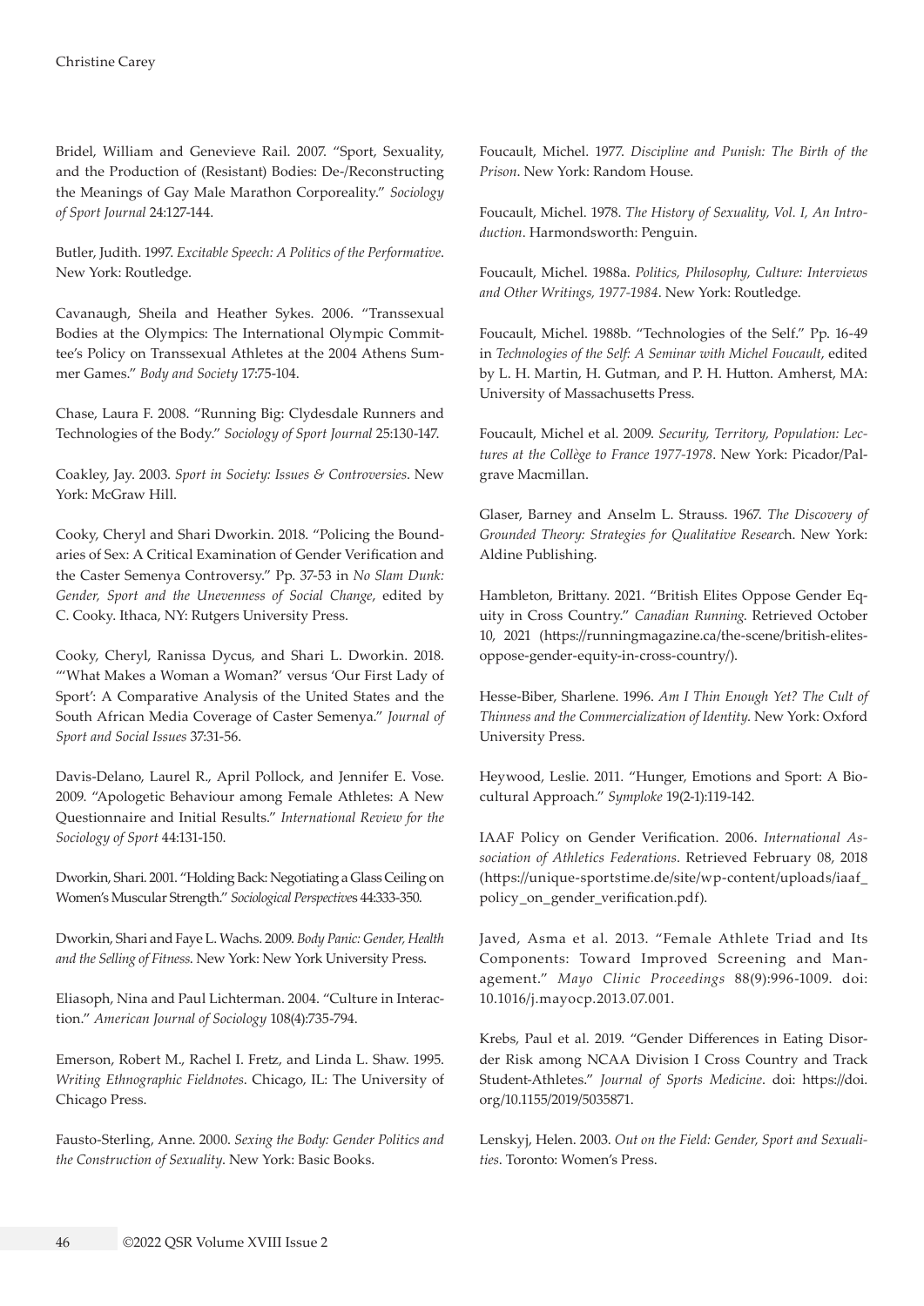Bridel, William and Genevieve Rail. 2007. "Sport, Sexuality, and the Production of (Resistant) Bodies: De-/Reconstructing the Meanings of Gay Male Marathon Corporeality." *Sociology of Sport Journal* 24:127-144.

Butler, Judith. 1997. *Excitable Speech: A Politics of the Performative*. New York: Routledge.

Cavanaugh, Sheila and Heather Sykes. 2006. "Transsexual Bodies at the Olympics: The International Olympic Committee's Policy on Transsexual Athletes at the 2004 Athens Summer Games." *Body and Society* 17:75-104.

Chase, Laura F. 2008. "Running Big: Clydesdale Runners and Technologies of the Body." *Sociology of Sport Journal* 25:130-147.

Coakley, Jay. 2003. *Sport in Society: Issues & Controversies*. New York: McGraw Hill.

Cooky, Cheryl and Shari Dworkin. 2018. "Policing the Boundaries of Sex: A Critical Examination of Gender Verification and the Caster Semenya Controversy." Pp. 37-53 in *No Slam Dunk: Gender, Sport and the Unevenness of Social Change*, edited by C. Cooky. Ithaca, NY: Rutgers University Press.

Cooky, Cheryl, Ranissa Dycus, and Shari L. Dworkin. 2018. "'What Makes a Woman a Woman?' versus 'Our First Lady of Sport': A Comparative Analysis of the United States and the South African Media Coverage of Caster Semenya." *Journal of Sport and Social Issues* 37:31-56.

Davis-Delano, Laurel R., April Pollock, and Jennifer E. Vose. 2009. "Apologetic Behaviour among Female Athletes: A New Questionnaire and Initial Results." *International Review for the Sociology of Sport* 44:131-150.

Dworkin, Shari. 2001. "Holding Back: Negotiating a Glass Ceiling on Women's Muscular Strength." *Sociological Perspectives* 44:333-350.

Dworkin, Shari and Faye L. Wachs. 2009. *Body Panic: Gender, Health and the Selling of Fitness*. New York: New York University Press.

Eliasoph, Nina and Paul Lichterman. 2004. "Culture in Interaction." *American Journal of Sociology* 108(4):735-794.

Emerson, Robert M., Rachel I. Fretz, and Linda L. Shaw. 1995. *Writing Ethnographic Fieldnotes*. Chicago, IL: The University of Chicago Press.

Fausto-Sterling, Anne. 2000. *Sexing the Body: Gender Politics and the Construction of Sexuality*. New York: Basic Books.

Foucault, Michel. 1977. *Discipline and Punish: The Birth of the Prison*. New York: Random House.

Foucault, Michel. 1978. *The History of Sexuality, Vol. I, An Introduction*. Harmondsworth: Penguin.

Foucault, Michel. 1988a. *Politics, Philosophy, Culture: Interviews and Other Writings, 1977-1984*. New York: Routledge.

Foucault, Michel. 1988b. "Technologies of the Self." Pp. 16-49 in *Technologies of the Self: A Seminar with Michel Foucault*, edited by L. H. Martin, H. Gutman, and P. H. Hutton. Amherst, MA: University of Massachusetts Press.

Foucault, Michel et al. 2009. *Security, Territory, Population: Lectures at the Collège to France 1977-1978*. New York: Picador/Palgrave Macmillan.

Glaser, Barney and Anselm L. Strauss. 1967. *The Discovery of Grounded Theory: Strategies for Qualitative Research*. New York: Aldine Publishing.

Hambleton, Brittany. 2021. "British Elites Oppose Gender Equity in Cross Country." *Canadian Running*. Retrieved October 10, 2021 (https://runningmagazine.ca/the-scene/british-elites-oppose-gender-equity-in-cross-country/).

Hesse-Biber, Sharlene. 1996. *Am I Thin Enough Yet? The Cult of Thinness and the Commercialization of Identity*. New York: Oxford University Press.

Heywood, Leslie. 2011. "Hunger, Emotions and Sport: A Biocultural Approach." *Symploke* 19(2-1):119-142.

IAAF Policy on Gender Verification. 2006. *International Association of Athletics Federations*. Retrieved February 08, 2018 (https://unique-sportstime.de/site/wp-content/uploads/iaaf_policy_on_gender_verification.pdf).

Javed, Asma et al. 2013. "Female Athlete Triad and Its Components: Toward Improved Screening and Management." *Mayo Clinic Proceedings* 88(9):996-1009. doi: 10.1016/j.mayocp.2013.07.001.

Krebs, Paul et al. 2019. "Gender Differences in Eating Disorder Risk among NCAA Division I Cross Country and Track Student-Athletes." *Journal of Sports Medicine*. doi: https://doi.org/10.1155/2019/5035871.

Lenskyj, Helen. 2003. *Out on the Field: Gender, Sport and Sexualities*. Toronto: Women's Press.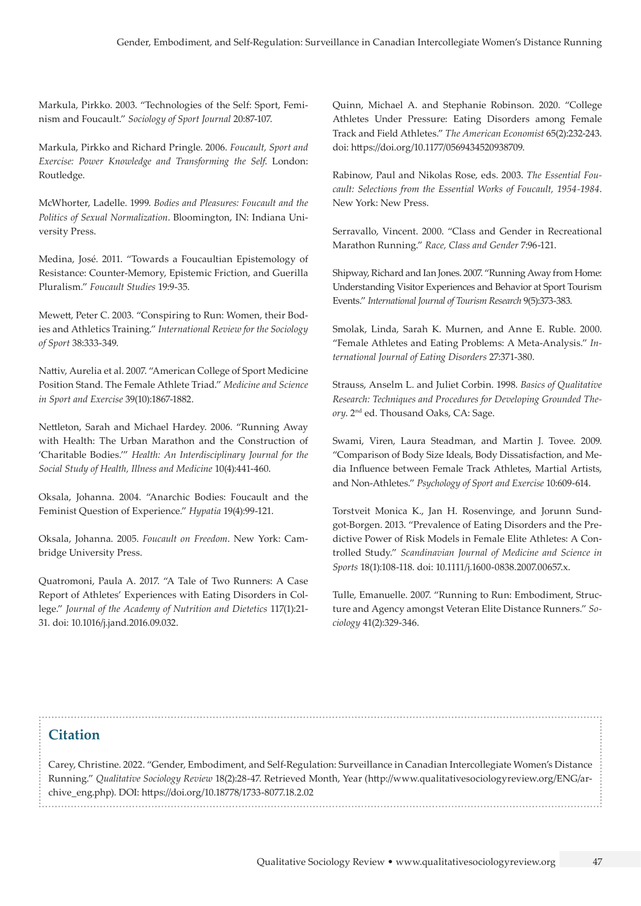Markula, Pirkko. 2003. "Technologies of the Self: Sport, Feminism and Foucault." *Sociology of Sport Journal* 20:87-107.

Markula, Pirkko and Richard Pringle. 2006. *Foucault, Sport and Exercise: Power Knowledge and Transforming the Self.* London: Routledge.

McWhorter, Ladelle. 1999. *Bodies and Pleasures: Foucault and the Politics of Sexual Normalization*. Bloomington, IN: Indiana University Press.

Medina, José. 2011. "Towards a Foucaultian Epistemology of Resistance: Counter-Memory, Epistemic Friction, and Guerilla Pluralism." *Foucault Studies* 19:9-35.

Mewett, Peter C. 2003. "Conspiring to Run: Women, their Bodies and Athletics Training." *International Review for the Sociology of Sport* 38:333-349.

Nattiv, Aurelia et al. 2007. "American College of Sport Medicine Position Stand. The Female Athlete Triad." *Medicine and Science in Sport and Exercise* 39(10):1867-1882.

Nettleton, Sarah and Michael Hardey. 2006. "Running Away with Health: The Urban Marathon and the Construction of 'Charitable Bodies.'" *Health: An Interdisciplinary Journal for the Social Study of Health, Illness and Medicine* 10(4):441-460.

Oksala, Johanna. 2004. "Anarchic Bodies: Foucault and the Feminist Question of Experience." *Hypatia* 19(4):99-121.

Oksala, Johanna. 2005. *Foucault on Freedom*. New York: Cambridge University Press.

Quatromoni, Paula A. 2017. "A Tale of Two Runners: A Case Report of Athletes' Experiences with Eating Disorders in College." *Journal of the Academy of Nutrition and Dietetics* 117(1):21-31. doi: 10.1016/j.jand.2016.09.032.

Quinn, Michael A. and Stephanie Robinson. 2020. "College Athletes Under Pressure: Eating Disorders among Female Track and Field Athletes." *The American Economist* 65(2):232-243. doi: https://doi.org/10.1177/0569434520938709.

Rabinow, Paul and Nikolas Rose, eds. 2003. *The Essential Foucault: Selections from the Essential Works of Foucault, 1954-1984*. New York: New Press.

Serravallo, Vincent. 2000. "Class and Gender in Recreational Marathon Running." *Race, Class and Gender* 7:96-121.

Shipway, Richard and Ian Jones. 2007. "Running Away from Home: Understanding Visitor Experiences and Behavior at Sport Tourism Events." *International Journal of Tourism Research* 9(5):373-383.

Smolak, Linda, Sarah K. Murnen, and Anne E. Ruble. 2000. "Female Athletes and Eating Problems: A Meta-Analysis." *International Journal of Eating Disorders* 27:371-380.

Strauss, Anselm L. and Juliet Corbin. 1998. *Basics of Qualitative Research: Techniques and Procedures for Developing Grounded Theory*. 2nd ed. Thousand Oaks, CA: Sage.

Swami, Viren, Laura Steadman, and Martin J. Tovee. 2009. "Comparison of Body Size Ideals, Body Dissatisfaction, and Media Influence between Female Track Athletes, Martial Artists, and Non-Athletes." *Psychology of Sport and Exercise* 10:609-614.

Torstveit Monica K., Jan H. Rosenvinge, and Jorunn Sundgot-Borgen. 2013. "Prevalence of Eating Disorders and the Predictive Power of Risk Models in Female Elite Athletes: A Controlled Study." *Scandinavian Journal of Medicine and Science in Sports* 18(1):108-118. doi: 10.1111/j.1600-0838.2007.00657.x.

Tulle, Emanuelle. 2007. "Running to Run: Embodiment, Structure and Agency amongst Veteran Elite Distance Runners." *Sociology* 41(2):329-346.

## Citation

Carey, Christine. 2022. "Gender, Embodiment, and Self-Regulation: Surveillance in Canadian Intercollegiate Women's Distance Running." *Qualitative Sociology Review* 18(2):28-47. Retrieved Month, Year (http://www.qualitativesociologyreview.org/ENG/archive_eng.php). DOI: https://doi.org/10.18778/1733-8077.18.2.02